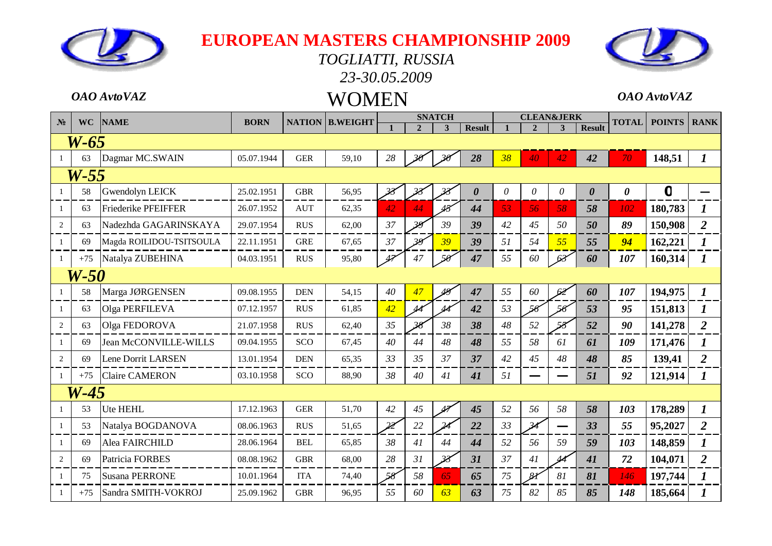# EUROPEAN MASTERS CHAMPIONSHIP 2009

*TOGLIATTI, RUSSIA*

*23-30.05.2009*

*OAO AvtoVAZ* | **WOMEN** | *OAO AvtoVAZ*

| № | WC | NAME | BORN | NATION | B.WEIGHT | SNATCH | | | | CLEAN&JERK | | | | TOTAL | POINTS | RANK |
|---|---|---|---|---|---|---|---|---|---|---|---|---|---|---|---|---|
| | | | | | | 1 | 2 | 3 | Result | 1 | 2 | 3 | Result | | | |
| **W-65** | | | | | | | | | | | | | | | | |
| 1 | 63 | Dagmar MC.SWAIN | 05.07.1944 | GER | 59,10 | 28 | ~~30~~ | ~~30~~ | 28 | 38 | 40 | 42 | 42 | 70 | 148,51 | 1 |
| **W-55** | | | | | | | | | | | | | | | | |
| 1 | 58 | Gwendolyn LEICK | 25.02.1951 | GBR | 56,95 | ~~33~~ | ~~33~~ | ~~33~~ | 0 | 0 | 0 | 0 | 0 | 0 | 0 | — |
| 1 | 63 | Friederike PFEIFFER | 26.07.1952 | AUT | 62,35 | 42 | 44 | ~~45~~ | 44 | 53 | 56 | 58 | 58 | 102 | 180,783 | 1 |
| 2 | 63 | Nadezhda GAGARINSKAYA | 29.07.1954 | RUS | 62,00 | 37 | ~~39~~ | 39 | 39 | 42 | 45 | 50 | 50 | 89 | 150,908 | 2 |
| 1 | 69 | Magda ROILIDOU-TSITSOULA | 22.11.1951 | GRE | 67,65 | 37 | ~~39~~ | 39 | 39 | 51 | 54 | 55 | 55 | 94 | 162,221 | 1 |
| 1 | +75 | Natalya ZUBEHINA | 04.03.1951 | RUS | 95,80 | ~~47~~ | 47 | ~~50~~ | 47 | 55 | 60 | ~~63~~ | 60 | 107 | 160,314 | 1 |
| **W-50** | | | | | | | | | | | | | | | | |
| 1 | 58 | Marga JØRGENSEN | 09.08.1955 | DEN | 54,15 | 40 | 47 | ~~49~~ | 47 | 55 | 60 | ~~62~~ | 60 | 107 | 194,975 | 1 |
| 1 | 63 | Olga PERFILEVA | 07.12.1957 | RUS | 61,85 | 42 | ~~44~~ | ~~44~~ | 42 | 53 | ~~56~~ | ~~56~~ | 53 | 95 | 151,813 | 1 |
| 2 | 63 | Olga FEDOROVA | 21.07.1958 | RUS | 62,40 | 35 | ~~38~~ | 38 | 38 | 48 | 52 | ~~55~~ | 52 | 90 | 141,278 | 2 |
| 1 | 69 | Jean McCONVILLE-WILLS | 09.04.1955 | SCO | 67,45 | 40 | 44 | 48 | 48 | 55 | 58 | 61 | 61 | 109 | 171,476 | 1 |
| 2 | 69 | Lene Dorrit LARSEN | 13.01.1954 | DEN | 65,35 | 33 | 35 | 37 | 37 | 42 | 45 | 48 | 48 | 85 | 139,41 | 2 |
| 1 | +75 | Claire CAMERON | 03.10.1958 | SCO | 88,90 | 38 | 40 | 41 | 41 | 51 | — | — | 51 | 92 | 121,914 | 1 |
| **W-45** | | | | | | | | | | | | | | | | |
| 1 | 53 | Ute HEHL | 17.12.1963 | GER | 51,70 | 42 | 45 | ~~47~~ | 45 | 52 | 56 | 58 | 58 | 103 | 178,289 | 1 |
| 1 | 53 | Natalya BOGDANOVA | 08.06.1963 | RUS | 51,65 | ~~22~~ | 22 | ~~24~~ | 22 | 33 | ~~34~~ | — | 33 | 55 | 95,2027 | 2 |
| 1 | 69 | Alea FAIRCHILD | 28.06.1964 | BEL | 65,85 | 38 | 41 | 44 | 44 | 52 | 56 | 59 | 59 | 103 | 148,859 | 1 |
| 2 | 69 | Patricia FORBES | 08.08.1962 | GBR | 68,00 | 28 | 31 | ~~33~~ | 31 | 37 | 41 | ~~44~~ | 41 | 72 | 104,071 | 2 |
| 1 | 75 | Susana PERRONE | 10.01.1964 | ITA | 74,40 | ~~58~~ | 58 | 65 | 65 | 75 | ~~81~~ | 81 | 81 | 146 | 197,744 | 1 |
| 1 | +75 | Sandra SMITH-VOKROJ | 25.09.1962 | GBR | 96,95 | 55 | 60 | 63 | 63 | 75 | 82 | 85 | 85 | 148 | 185,664 | 1 |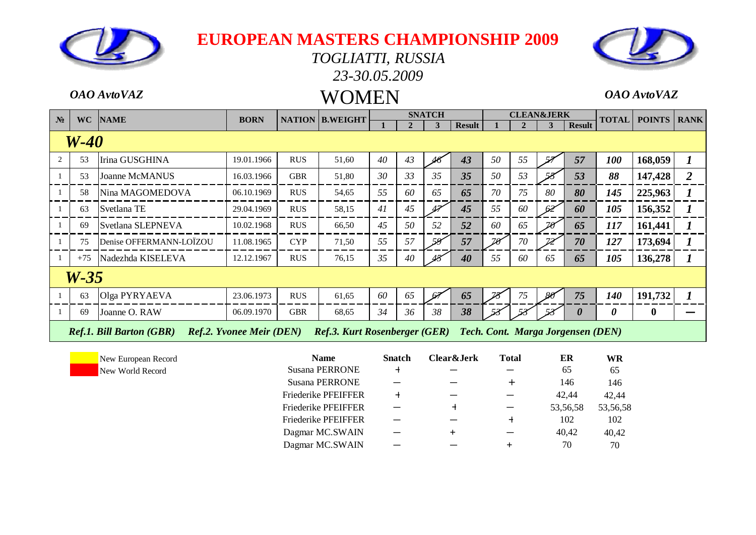# EUROPEAN MASTERS CHAMPIONSHIP 2009

*TOGLIATTI, RUSSIA*

*23-30.05.2009*

*OAO AvtoVAZ*

## WOMEN

*OAO AvtoVAZ*

| № | WC | NAME | BORN | NATION | B.WEIGHT | SNATCH 1 | SNATCH 2 | SNATCH 3 | SNATCH Result | CLEAN&JERK 1 | CLEAN&JERK 2 | CLEAN&JERK 3 | CLEAN&JERK Result | TOTAL | POINTS | RANK |
|---|---|---|---|---|---|---|---|---|---|---|---|---|---|---|---|---|
| ***W-40*** | | | | | | | | | | | | | | | | |
| 2 | 53 | Irina GUSGHINA | 19.01.1966 | RUS | 51,60 | *40* | *43* | *~~46~~* | ***43*** | *50* | *55* | *~~57~~* | ***57*** | ***100*** | **168,059** | ***1*** |
| 1 | 53 | Joanne McMANUS | 16.03.1966 | GBR | 51,80 | *30* | *33* | *35* | ***35*** | *50* | *53* | *~~55~~* | ***53*** | ***88*** | **147,428** | ***2*** |
| 1 | 58 | Nina MAGOMEDOVA | 06.10.1969 | RUS | 54,65 | *55* | *60* | *65* | ***65*** | *70* | *75* | *80* | ***80*** | ***145*** | **225,963** | ***1*** |
| 1 | 63 | Svetlana TE | 29.04.1969 | RUS | 58,15 | *41* | *45* | *~~47~~* | ***45*** | *55* | *60* | *~~62~~* | ***60*** | ***105*** | **156,352** | ***1*** |
| 1 | 69 | Svetlana SLEPNEVA | 10.02.1968 | RUS | 66,50 | *45* | *50* | *52* | ***52*** | *60* | *65* | *~~70~~* | ***65*** | ***117*** | **161,441** | ***1*** |
| 1 | 75 | Denise OFFERMANN-LOÏZOU | 11.08.1965 | CYP | 71,50 | *55* | *57* | *~~59~~* | ***57*** | *~~70~~* | *70* | *~~72~~* | ***70*** | ***127*** | **173,694** | ***1*** |
| 1 | +75 | Nadezhda KISELEVA | 12.12.1967 | RUS | 76,15 | *35* | *40* | *~~45~~* | ***40*** | *55* | *60* | *65* | ***65*** | ***105*** | **136,278** | ***1*** |
| ***W-35*** | | | | | | | | | | | | | | | | |
| 1 | 63 | Olga PYRYAEVA | 23.06.1973 | RUS | 61,65 | *60* | *65* | *~~67~~* | ***65*** | *~~75~~* | *75* | *~~80~~* | ***75*** | ***140*** | **191,732** | ***1*** |
| 1 | 69 | Joanne O. RAW | 06.09.1970 | GBR | 68,65 | *34* | *36* | *38* | ***38*** | *~~53~~* | *~~53~~* | *~~53~~* | ***0*** | ***0*** | **0** | **—** |

***Ref.1. Bill Barton (GBR) Ref.2. Yvonee Meir (DEN) Ref.3. Kurt Rosenberger (GER) Tech. Cont. Marga Jorgensen (DEN)***

New European Record

New World Record

| Name | Snatch | Clear&Jerk | Total | ER | WR |
|---|---|---|---|---|---|
| Susana PERRONE | + | — | — | 65 | 65 |
| Susana PERRONE | — | — | + | 146 | 146 |
| Friederike PFEIFFER | + | — | — | 42,44 | 42,44 |
| Friederike PFEIFFER | — | + | — | 53,56,58 | 53,56,58 |
| Friederike PFEIFFER | — | — | + | 102 | 102 |
| Dagmar MC.SWAIN | — | + | — | 40,42 | 40,42 |
| Dagmar MC.SWAIN | — | — | + | 70 | 70 |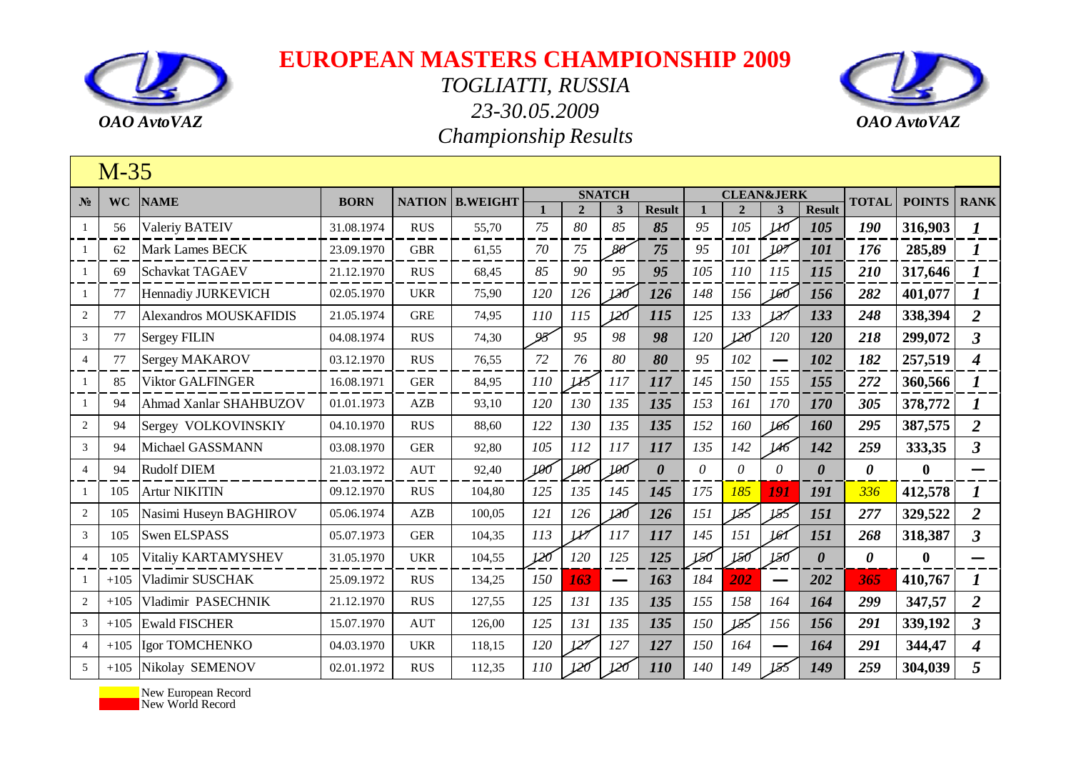# EUROPEAN MASTERS CHAMPIONSHIP 2009

*TOGLIATTI, RUSSIA*

*23-30.05.2009*

*Championship Results*

*OAO AvtoVAZ*

## M-35

| № | WC | NAME | BORN | NATION | B.WEIGHT | SNATCH 1 | SNATCH 2 | SNATCH 3 | SNATCH Result | CLEAN&JERK 1 | CLEAN&JERK 2 | CLEAN&JERK 3 | CLEAN&JERK Result | TOTAL | POINTS | RANK |
|---|---|---|---|---|---|---|---|---|---|---|---|---|---|---|---|---|
| 1 | 56 | Valeriy BATEIV | 31.08.1974 | RUS | 55,70 | 75 | 80 | 85 | 85 | 95 | 105 | 110 | 105 | 190 | 316,903 | 1 |
| 1 | 62 | Mark Lames BECK | 23.09.1970 | GBR | 61,55 | 70 | 75 | 80 | 75 | 95 | 101 | 107 | 101 | 176 | 285,89 | 1 |
| 1 | 69 | Schavkat TAGAEV | 21.12.1970 | RUS | 68,45 | 85 | 90 | 95 | 95 | 105 | 110 | 115 | 115 | 210 | 317,646 | 1 |
| 1 | 77 | Hennadiy JURKEVICH | 02.05.1970 | UKR | 75,90 | 120 | 126 | 130 | 126 | 148 | 156 | 160 | 156 | 282 | 401,077 | 1 |
| 2 | 77 | Alexandros MOUSKAFIDIS | 21.05.1974 | GRE | 74,95 | 110 | 115 | 120 | 115 | 125 | 133 | 137 | 133 | 248 | 338,394 | 2 |
| 3 | 77 | Sergey FILIN | 04.08.1974 | RUS | 74,30 | 95 | 95 | 98 | 98 | 120 | 120 | 120 | 120 | 218 | 299,072 | 3 |
| 4 | 77 | Sergey MAKAROV | 03.12.1970 | RUS | 76,55 | 72 | 76 | 80 | 80 | 95 | 102 | — | 102 | 182 | 257,519 | 4 |
| 1 | 85 | Viktor GALFINGER | 16.08.1971 | GER | 84,95 | 110 | 115 | 117 | 117 | 145 | 150 | 155 | 155 | 272 | 360,566 | 1 |
| 1 | 94 | Ahmad Xanlar SHAHBUZOV | 01.01.1973 | AZB | 93,10 | 120 | 130 | 135 | 135 | 153 | 161 | 170 | 170 | 305 | 378,772 | 1 |
| 2 | 94 | Sergey VOLKOVINSKIY | 04.10.1970 | RUS | 88,60 | 122 | 130 | 135 | 135 | 152 | 160 | 166 | 160 | 295 | 387,575 | 2 |
| 3 | 94 | Michael GASSMANN | 03.08.1970 | GER | 92,80 | 105 | 112 | 117 | 117 | 135 | 142 | 146 | 142 | 259 | 333,35 | 3 |
| 4 | 94 | Rudolf DIEM | 21.03.1972 | AUT | 92,40 | 100 | 100 | 100 | 0 | 0 | 0 | 0 | 0 | 0 | 0 | — |
| 1 | 105 | Artur NIKITIN | 09.12.1970 | RUS | 104,80 | 125 | 135 | 145 | 145 | 175 | 185 | 191 | 191 | 336 | 412,578 | 1 |
| 2 | 105 | Nasimi Huseyn BAGHIROV | 05.06.1974 | AZB | 100,05 | 121 | 126 | 130 | 126 | 151 | 155 | 155 | 151 | 277 | 329,522 | 2 |
| 3 | 105 | Swen ELSPASS | 05.07.1973 | GER | 104,35 | 113 | 117 | 117 | 117 | 145 | 151 | 161 | 151 | 268 | 318,387 | 3 |
| 4 | 105 | Vitaliy KARTAMYSHEV | 31.05.1970 | UKR | 104,55 | 120 | 120 | 125 | 125 | 150 | 150 | 150 | 0 | 0 | 0 | — |
| 1 | +105 | Vladimir SUSCHAK | 25.09.1972 | RUS | 134,25 | 150 | 163 | — | 163 | 184 | 202 | — | 202 | 365 | 410,767 | 1 |
| 2 | +105 | Vladimir PASECHNIK | 21.12.1970 | RUS | 127,55 | 125 | 131 | 135 | 135 | 155 | 158 | 164 | 164 | 299 | 347,57 | 2 |
| 3 | +105 | Ewald FISCHER | 15.07.1970 | AUT | 126,00 | 125 | 131 | 135 | 135 | 150 | 155 | 156 | 156 | 291 | 339,192 | 3 |
| 4 | +105 | Igor TOMCHENKO | 04.03.1970 | UKR | 118,15 | 120 | 127 | 127 | 127 | 150 | 164 | — | 164 | 291 | 344,47 | 4 |
| 5 | +105 | Nikolay SEMENOV | 02.01.1972 | RUS | 112,35 | 110 | 120 | 120 | 110 | 140 | 149 | 155 | 149 | 259 | 304,039 | 5 |

New European Record

New World Record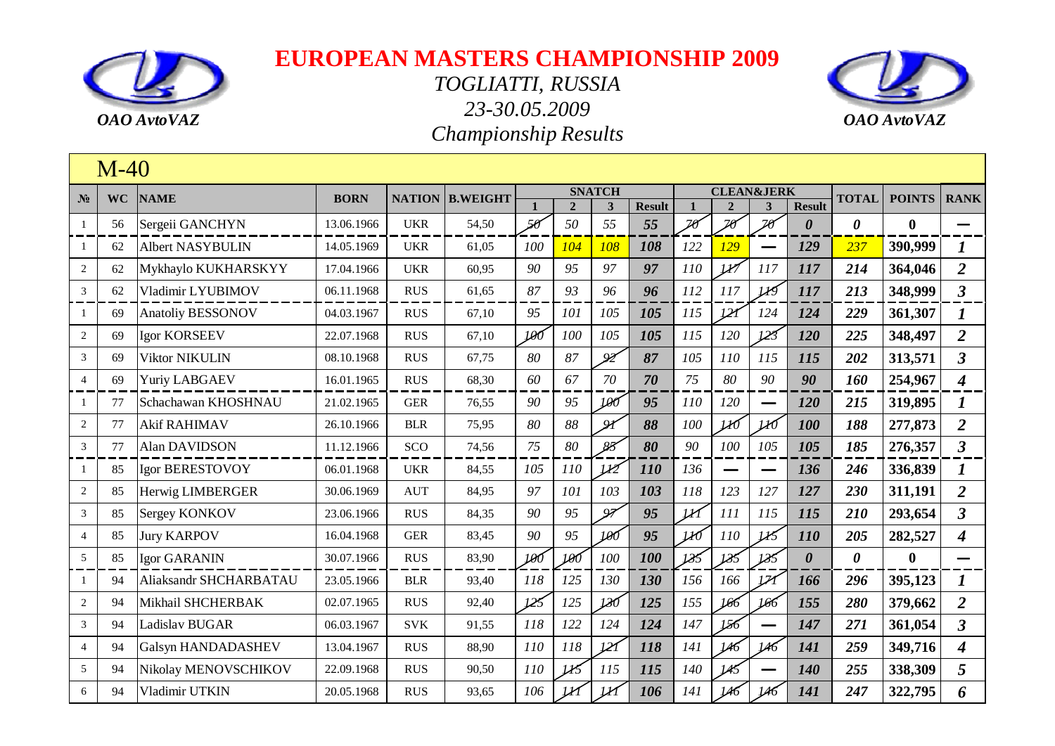# EUROPEAN MASTERS CHAMPIONSHIP 2009

*OAO AvtoVAZ*

*TOGLIATTI, RUSSIA*

*23-30.05.2009*

*Championship Results*

*OAO AvtoVAZ*

## M-40

| № | WC | NAME | BORN | NATION | B.WEIGHT | SNATCH | | | | CLEAN&JERK | | | | TOTAL | POINTS | RANK |
|---|---|---|---|---|---|---|---|---|---|---|---|---|---|---|---|---|
| | | | | | | 1 | 2 | 3 | Result | 1 | 2 | 3 | Result | | | |
| 1 | 56 | Sergeii GANCHYN | 13.06.1966 | UKR | 54,50 | 50 | 50 | 55 | 55 | 70 | 70 | 70 | 0 | 0 | 0 | — |
| 1 | 62 | Albert NASYBULIN | 14.05.1969 | UKR | 61,05 | 100 | 104 | 108 | 108 | 122 | 129 | — | 129 | 237 | 390,999 | 1 |
| 2 | 62 | Mykhaylo KUKHARSKYY | 17.04.1966 | UKR | 60,95 | 90 | 95 | 97 | 97 | 110 | 117 | 117 | 117 | 214 | 364,046 | 2 |
| 3 | 62 | Vladimir LYUBIMOV | 06.11.1968 | RUS | 61,65 | 87 | 93 | 96 | 96 | 112 | 117 | 119 | 117 | 213 | 348,999 | 3 |
| 1 | 69 | Anatoliy BESSONOV | 04.03.1967 | RUS | 67,10 | 95 | 101 | 105 | 105 | 115 | 121 | 124 | 124 | 229 | 361,307 | 1 |
| 2 | 69 | Igor KORSEEV | 22.07.1968 | RUS | 67,10 | 100 | 100 | 105 | 105 | 115 | 120 | 123 | 120 | 225 | 348,497 | 2 |
| 3 | 69 | Viktor NIKULIN | 08.10.1968 | RUS | 67,75 | 80 | 87 | 92 | 87 | 105 | 110 | 115 | 115 | 202 | 313,571 | 3 |
| 4 | 69 | Yuriy LABGAEV | 16.01.1965 | RUS | 68,30 | 60 | 67 | 70 | 70 | 75 | 80 | 90 | 90 | 160 | 254,967 | 4 |
| 1 | 77 | Schachawan KHOSHNAU | 21.02.1965 | GER | 76,55 | 90 | 95 | 100 | 95 | 110 | 120 | — | 120 | 215 | 319,895 | 1 |
| 2 | 77 | Akif RAHIMAV | 26.10.1966 | BLR | 75,95 | 80 | 88 | 91 | 88 | 100 | 110 | 110 | 100 | 188 | 277,873 | 2 |
| 3 | 77 | Alan DAVIDSON | 11.12.1966 | SCO | 74,56 | 75 | 80 | 85 | 80 | 90 | 100 | 105 | 105 | 185 | 276,357 | 3 |
| 1 | 85 | Igor BERESTOVOY | 06.01.1968 | UKR | 84,55 | 105 | 110 | 112 | 110 | 136 | — | — | 136 | 246 | 336,839 | 1 |
| 2 | 85 | Herwig LIMBERGER | 30.06.1969 | AUT | 84,95 | 97 | 101 | 103 | 103 | 118 | 123 | 127 | 127 | 230 | 311,191 | 2 |
| 3 | 85 | Sergey KONKOV | 23.06.1966 | RUS | 84,35 | 90 | 95 | 97 | 95 | 111 | 111 | 115 | 115 | 210 | 293,654 | 3 |
| 4 | 85 | Jury KARPOV | 16.04.1968 | GER | 83,45 | 90 | 95 | 100 | 95 | 110 | 110 | 115 | 110 | 205 | 282,527 | 4 |
| 5 | 85 | Igor GARANIN | 30.07.1966 | RUS | 83,90 | 100 | 100 | 100 | 100 | 135 | 135 | 135 | 0 | 0 | 0 | — |
| 1 | 94 | Aliaksandr SHCHARBATAU | 23.05.1966 | BLR | 93,40 | 118 | 125 | 130 | 130 | 156 | 166 | 171 | 166 | 296 | 395,123 | 1 |
| 2 | 94 | Mikhail SHCHERBAK | 02.07.1965 | RUS | 92,40 | 125 | 125 | 130 | 125 | 155 | 166 | 166 | 155 | 280 | 379,662 | 2 |
| 3 | 94 | Ladislav BUGAR | 06.03.1967 | SVK | 91,55 | 118 | 122 | 124 | 124 | 147 | 156 | — | 147 | 271 | 361,054 | 3 |
| 4 | 94 | Galsyn HANDADASHEV | 13.04.1967 | RUS | 88,90 | 110 | 118 | 121 | 118 | 141 | 146 | 146 | 141 | 259 | 349,716 | 4 |
| 5 | 94 | Nikolay MENOVSCHIKOV | 22.09.1968 | RUS | 90,50 | 110 | 115 | 115 | 115 | 140 | 145 | — | 140 | 255 | 338,309 | 5 |
| 6 | 94 | Vladimir UTKIN | 20.05.1968 | RUS | 93,65 | 106 | 111 | 111 | 106 | 141 | 146 | 146 | 141 | 247 | 322,795 | 6 |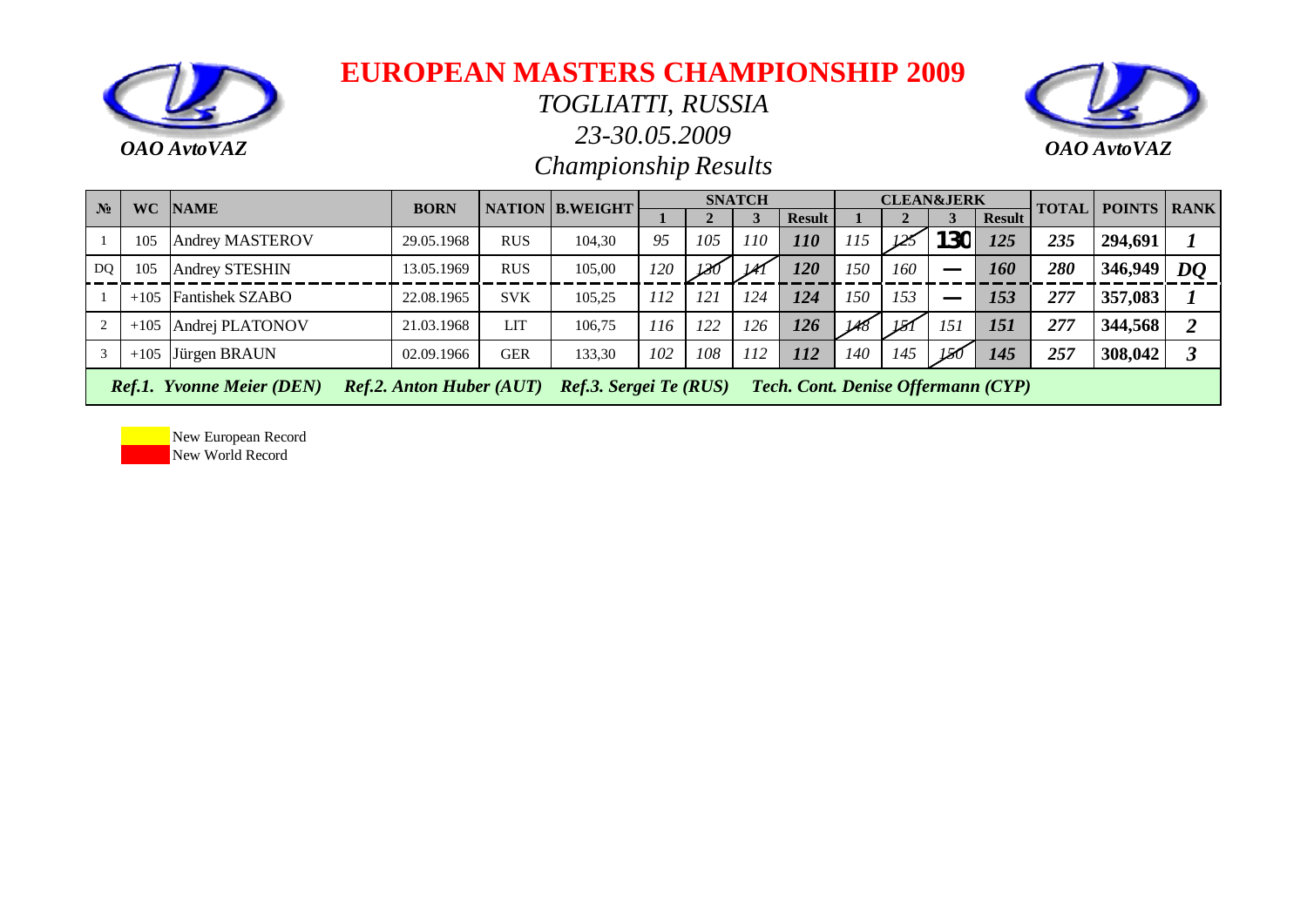OAO AvtoVAZ

# EUROPEAN MASTERS CHAMPIONSHIP 2009

*TOGLIATTI, RUSSIA*

*23-30.05.2009*

*Championship Results*

OAO AvtoVAZ

| № | WC | NAME | BORN | NATION | B.WEIGHT | SNATCH | | | | CLEAN&JERK | | | | TOTAL | POINTS | RANK |
|---|---|---|---|---|---|---|---|---|---|---|---|---|---|---|---|---|
| | | | | | | 1 | 2 | 3 | Result | 1 | 2 | 3 | Result | | | |
| 1 | 105 | Andrey MASTEROV | 29.05.1968 | RUS | 104,30 | 95 | 105 | 110 | 110 | 115 | ~~125~~ | 130 | 125 | 235 | 294,691 | 1 |
| DQ | 105 | Andrey STESHIN | 13.05.1969 | RUS | 105,00 | 120 | ~~130~~ | ~~141~~ | 120 | 150 | 160 | — | 160 | 280 | 346,949 | DQ |
| 1 | +105 | Fantishek SZABO | 22.08.1965 | SVK | 105,25 | 112 | 121 | 124 | 124 | 150 | 153 | — | 153 | 277 | 357,083 | 1 |
| 2 | +105 | Andrej PLATONOV | 21.03.1968 | LIT | 106,75 | 116 | 122 | 126 | 126 | ~~148~~ | ~~151~~ | 151 | 151 | 277 | 344,568 | 2 |
| 3 | +105 | Jürgen BRAUN | 02.09.1966 | GER | 133,30 | 102 | 108 | 112 | 112 | 140 | 145 | ~~150~~ | 145 | 257 | 308,042 | 3 |

*Ref.1. Yvonne Meier (DEN) Ref.2. Anton Huber (AUT) Ref.3. Sergei Te (RUS) Tech. Cont. Denise Offermann (CYP)*

New European Record

New World Record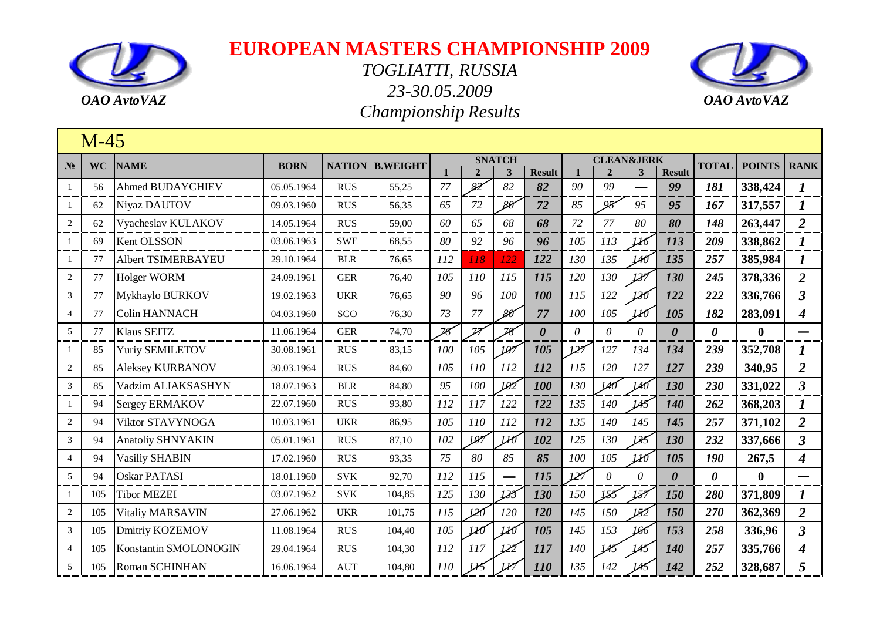# EUROPEAN MASTERS CHAMPIONSHIP 2009

*TOGLIATTI, RUSSIA*

*23-30.05.2009*

*Championship Results*

*OAO AvtoVAZ*

## M-45

| № | WC | NAME | BORN | NATION | B.WEIGHT | SNATCH | | | | CLEAN&JERK | | | | TOTAL | POINTS | RANK |
|---|---|---|---|---|---|---|---|---|---|---|---|---|---|---|---|---|
| | | | | | | 1 | 2 | 3 | Result | 1 | 2 | 3 | Result | | | |
| 1 | 56 | Ahmed BUDAYCHIEV | 05.05.1964 | RUS | 55,25 | 77 | ~~82~~ | 82 | 82 | 90 | 99 | — | 99 | 181 | 338,424 | 1 |
| 1 | 62 | Niyaz DAUTOV | 09.03.1960 | RUS | 56,35 | 65 | 72 | ~~80~~ | 72 | 85 | ~~95~~ | 95 | 95 | 167 | 317,557 | 1 |
| 2 | 62 | Vyacheslav KULAKOV | 14.05.1964 | RUS | 59,00 | 60 | 65 | 68 | 68 | 72 | 77 | 80 | 80 | 148 | 263,447 | 2 |
| 1 | 69 | Kent OLSSON | 03.06.1963 | SWE | 68,55 | 80 | 92 | 96 | 96 | 105 | 113 | ~~116~~ | 113 | 209 | 338,862 | 1 |
| 1 | 77 | Albert TSIMERBAYEU | 29.10.1964 | BLR | 76,65 | 112 | 118 | 122 | 122 | 130 | 135 | ~~140~~ | 135 | 257 | 385,984 | 1 |
| 2 | 77 | Holger WORM | 24.09.1961 | GER | 76,40 | 105 | 110 | 115 | 115 | 120 | 130 | ~~137~~ | 130 | 245 | 378,336 | 2 |
| 3 | 77 | Mykhaylo BURKOV | 19.02.1963 | UKR | 76,65 | 90 | 96 | 100 | 100 | 115 | 122 | ~~130~~ | 122 | 222 | 336,766 | 3 |
| 4 | 77 | Colin HANNACH | 04.03.1960 | SCO | 76,30 | 73 | 77 | ~~80~~ | 77 | 100 | 105 | ~~110~~ | 105 | 182 | 283,091 | 4 |
| 5 | 77 | Klaus SEITZ | 11.06.1964 | GER | 74,70 | ~~76~~ | ~~77~~ | ~~78~~ | 0 | 0 | 0 | 0 | 0 | 0 | 0 | — |
| 1 | 85 | Yuriy SEMILETOV | 30.08.1961 | RUS | 83,15 | 100 | 105 | ~~107~~ | 105 | ~~127~~ | 127 | 134 | 134 | 239 | 352,708 | 1 |
| 2 | 85 | Aleksey KURBANOV | 30.03.1964 | RUS | 84,60 | 105 | 110 | 112 | 112 | 115 | 120 | 127 | 127 | 239 | 340,95 | 2 |
| 3 | 85 | Vadzim ALIAKSASHYN | 18.07.1963 | BLR | 84,80 | 95 | 100 | ~~102~~ | 100 | 130 | ~~140~~ | ~~140~~ | 130 | 230 | 331,022 | 3 |
| 1 | 94 | Sergey ERMAKOV | 22.07.1960 | RUS | 93,80 | 112 | 117 | 122 | 122 | 135 | 140 | ~~145~~ | 140 | 262 | 368,203 | 1 |
| 2 | 94 | Viktor STAVYNOGA | 10.03.1961 | UKR | 86,95 | 105 | 110 | 112 | 112 | 135 | 140 | 145 | 145 | 257 | 371,102 | 2 |
| 3 | 94 | Anatoliy SHNYAKIN | 05.01.1961 | RUS | 87,10 | 102 | ~~107~~ | ~~110~~ | 102 | 125 | 130 | ~~135~~ | 130 | 232 | 337,666 | 3 |
| 4 | 94 | Vasiliy SHABIN | 17.02.1960 | RUS | 93,35 | 75 | 80 | 85 | 85 | 100 | 105 | ~~110~~ | 105 | 190 | 267,5 | 4 |
| 5 | 94 | Oskar PATASI | 18.01.1960 | SVK | 92,70 | 112 | 115 | — | 115 | ~~127~~ | 0 | 0 | 0 | 0 | 0 | — |
| 1 | 105 | Tibor MEZEI | 03.07.1962 | SVK | 104,85 | 125 | 130 | ~~133~~ | 130 | 150 | ~~155~~ | ~~157~~ | 150 | 280 | 371,809 | 1 |
| 2 | 105 | Vitaliy MARSAVIN | 27.06.1962 | UKR | 101,75 | 115 | ~~120~~ | 120 | 120 | 145 | 150 | ~~152~~ | 150 | 270 | 362,369 | 2 |
| 3 | 105 | Dmitriy KOZEMOV | 11.08.1964 | RUS | 104,40 | 105 | ~~110~~ | ~~110~~ | 105 | 145 | 153 | ~~166~~ | 153 | 258 | 336,96 | 3 |
| 4 | 105 | Konstantin SMOLONOGIN | 29.04.1964 | RUS | 104,30 | 112 | 117 | ~~122~~ | 117 | 140 | ~~145~~ | ~~145~~ | 140 | 257 | 335,766 | 4 |
| 5 | 105 | Roman SCHINHAN | 16.06.1964 | AUT | 104,80 | 110 | ~~115~~ | ~~117~~ | 110 | 135 | 142 | ~~145~~ | 142 | 252 | 328,687 | 5 |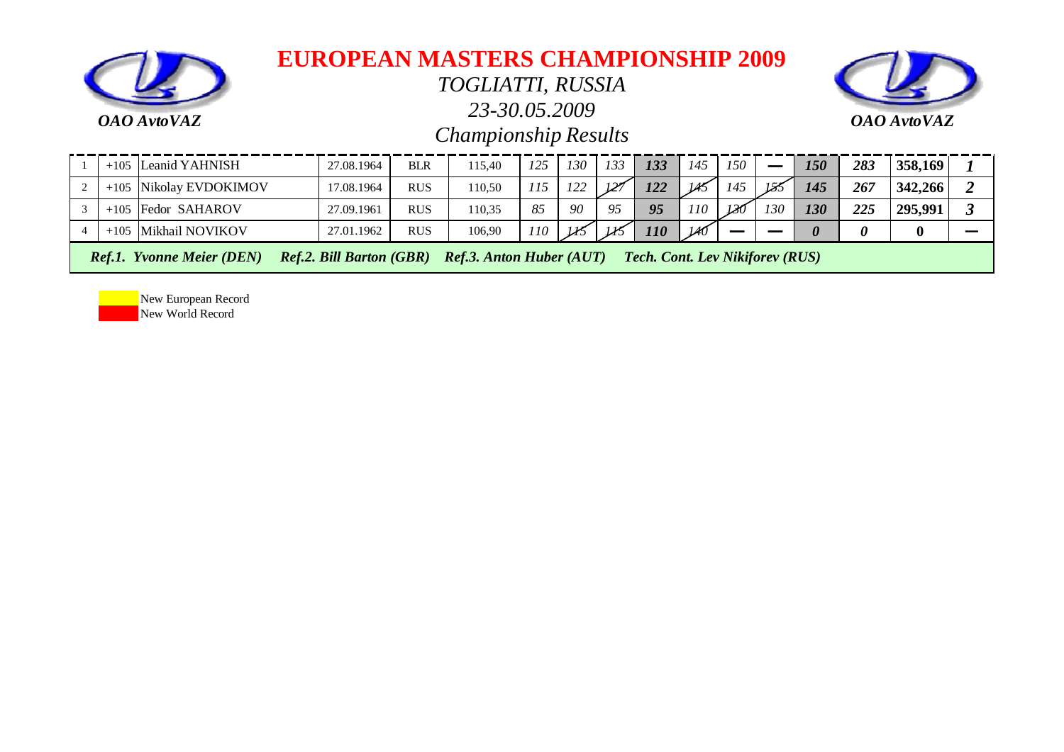# EUROPEAN MASTERS CHAMPIONSHIP 2009

*OAO AvtoVAZ* — *OAO AvtoVAZ*

*TOGLIATTI, RUSSIA*

*23-30.05.2009*

*Championship Results*

| | | | | | | | | | | | | | | | | |
|---|---|---|---|---|---|---|---|---|---|---|---|---|---|---|---|---|
| 1 | +105 | Leanid YAHNISH | 27.08.1964 | BLR | 115,40 | 125 | 130 | 133 | **133** | 145 | 150 | — | **150** | **283** | **358,169** | **1** |
| 2 | +105 | Nikolay EVDOKIMOV | 17.08.1964 | RUS | 110,50 | 115 | 122 | ~~127~~ | **122** | ~~145~~ | 145 | ~~155~~ | **145** | **267** | **342,266** | **2** |
| 3 | +105 | Fedor SAHAROV | 27.09.1961 | RUS | 110,35 | 85 | 90 | 95 | **95** | 110 | ~~130~~ | 130 | **130** | **225** | **295,991** | **3** |
| 4 | +105 | Mikhail NOVIKOV | 27.01.1962 | RUS | 106,90 | 110 | ~~115~~ | ~~115~~ | **110** | ~~140~~ | — | — | **0** | **0** | **0** | — |

***Ref.1. Yvonne Meier (DEN)*** ***Ref.2. Bill Barton (GBR)*** ***Ref.3. Anton Huber (AUT)*** ***Tech. Cont. Lev Nikiforev (RUS)***

New European Record
New World Record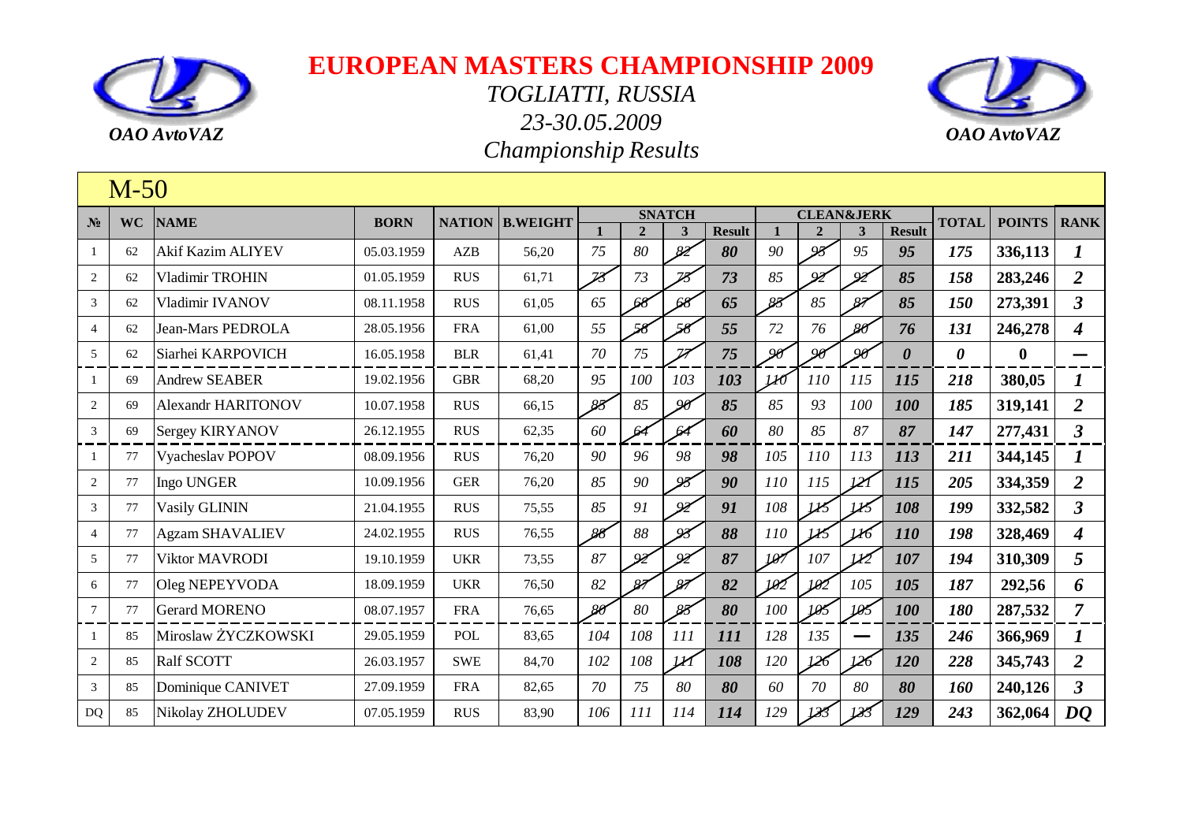# EUROPEAN MASTERS CHAMPIONSHIP 2009

*TOGLIATTI, RUSSIA*

*23-30.05.2009*

*Championship Results*

*OAO AvtoVAZ*

## M-50

| № | WC | NAME | BORN | NATION | B.WEIGHT | SNATCH | | | | CLEAN&JERK | | | | TOTAL | POINTS | RANK |
|---|---|---|---|---|---|---|---|---|---|---|---|---|---|---|---|---|
| | | | | | | 1 | 2 | 3 | Result | 1 | 2 | 3 | Result | | | |
| 1 | 62 | Akif Kazim ALIYEV | 05.03.1959 | AZB | 56,20 | 75 | 80 | 82 | 80 | 90 | 95 | 95 | 95 | 175 | 336,113 | 1 |
| 2 | 62 | Vladimir TROHIN | 01.05.1959 | RUS | 61,71 | 73 | 73 | 75 | 73 | 85 | 92 | 92 | 85 | 158 | 283,246 | 2 |
| 3 | 62 | Vladimir IVANOV | 08.11.1958 | RUS | 61,05 | 65 | 68 | 68 | 65 | 85 | 85 | 87 | 85 | 150 | 273,391 | 3 |
| 4 | 62 | Jean-Mars PEDROLA | 28.05.1956 | FRA | 61,00 | 55 | 58 | 58 | 55 | 72 | 76 | 80 | 76 | 131 | 246,278 | 4 |
| 5 | 62 | Siarhei KARPOVICH | 16.05.1958 | BLR | 61,41 | 70 | 75 | 77 | 75 | 90 | 90 | 90 | 0 | 0 | 0 | — |
| 1 | 69 | Andrew SEABER | 19.02.1956 | GBR | 68,20 | 95 | 100 | 103 | 103 | 110 | 110 | 115 | 115 | 218 | 380,05 | 1 |
| 2 | 69 | Alexandr HARITONOV | 10.07.1958 | RUS | 66,15 | 85 | 85 | 90 | 85 | 85 | 93 | 100 | 100 | 185 | 319,141 | 2 |
| 3 | 69 | Sergey KIRYANOV | 26.12.1955 | RUS | 62,35 | 60 | 64 | 64 | 60 | 80 | 85 | 87 | 87 | 147 | 277,431 | 3 |
| 1 | 77 | Vyacheslav POPOV | 08.09.1956 | RUS | 76,20 | 90 | 96 | 98 | 98 | 105 | 110 | 113 | 113 | 211 | 344,145 | 1 |
| 2 | 77 | Ingo UNGER | 10.09.1956 | GER | 76,20 | 85 | 90 | 95 | 90 | 110 | 115 | 121 | 115 | 205 | 334,359 | 2 |
| 3 | 77 | Vasily GLININ | 21.04.1955 | RUS | 75,55 | 85 | 91 | 92 | 91 | 108 | 115 | 115 | 108 | 199 | 332,582 | 3 |
| 4 | 77 | Agzam SHAVALIEV | 24.02.1955 | RUS | 76,55 | 88 | 88 | 93 | 88 | 110 | 115 | 116 | 110 | 198 | 328,469 | 4 |
| 5 | 77 | Viktor MAVRODI | 19.10.1959 | UKR | 73,55 | 87 | 92 | 92 | 87 | 107 | 107 | 112 | 107 | 194 | 310,309 | 5 |
| 6 | 77 | Oleg NEPEYVODA | 18.09.1959 | UKR | 76,50 | 82 | 87 | 87 | 82 | 102 | 102 | 105 | 105 | 187 | 292,56 | 6 |
| 7 | 77 | Gerard MORENO | 08.07.1957 | FRA | 76,65 | 80 | 80 | 85 | 80 | 100 | 105 | 105 | 100 | 180 | 287,532 | 7 |
| 1 | 85 | Miroslaw ŻYCZKOWSKI | 29.05.1959 | POL | 83,65 | 104 | 108 | 111 | 111 | 128 | 135 | — | 135 | 246 | 366,969 | 1 |
| 2 | 85 | Ralf SCOTT | 26.03.1957 | SWE | 84,70 | 102 | 108 | 111 | 108 | 120 | 126 | 126 | 120 | 228 | 345,743 | 2 |
| 3 | 85 | Dominique CANIVET | 27.09.1959 | FRA | 82,65 | 70 | 75 | 80 | 80 | 60 | 70 | 80 | 80 | 160 | 240,126 | 3 |
| DQ | 85 | Nikolay ZHOLUDEV | 07.05.1959 | RUS | 83,90 | 106 | 111 | 114 | 114 | 129 | 133 | 133 | 129 | 243 | 362,064 | DQ |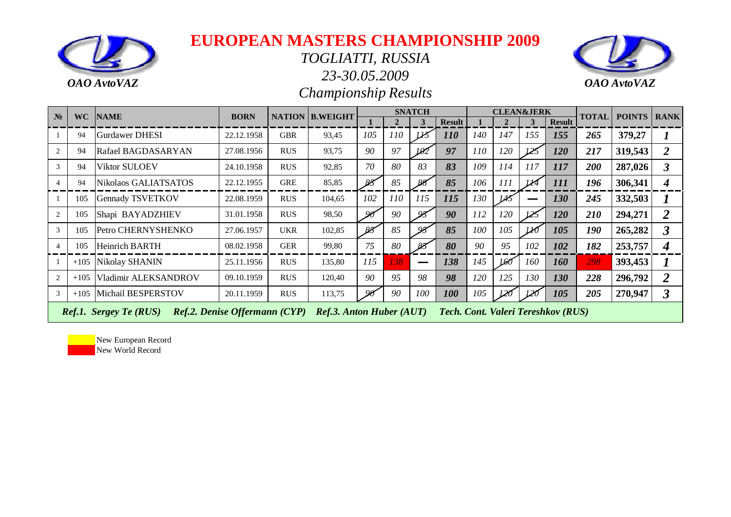OAO AvtoVAZ

OAO AvtoVAZ

# EUROPEAN MASTERS CHAMPIONSHIP 2009

## *TOGLIATTI, RUSSIA*

## *23-30.05.2009*

## *Championship Results*

| № | WC | NAME | BORN | NATION | B.WEIGHT | SNATCH | | | | CLEAN&JERK | | | | TOTAL | POINTS | RANK |
|---|---|---|---|---|---|---|---|---|---|---|---|---|---|---|---|---|
| | | | | | | 1 | 2 | 3 | Result | 1 | 2 | 3 | Result | | | |
| 1 | 94 | Gurdawer DHESI | 22.12.1958 | GBR | 93,45 | 105 | 110 | ~~115~~ | 110 | 140 | 147 | 155 | 155 | 265 | 379,27 | 1 |
| 2 | 94 | Rafael BAGDASARYAN | 27.08.1956 | RUS | 93,75 | 90 | 97 | ~~102~~ | 97 | 110 | 120 | ~~125~~ | 120 | 217 | 319,543 | 2 |
| 3 | 94 | Viktor SULOEV | 24.10.1958 | RUS | 92,85 | 70 | 80 | 83 | 83 | 109 | 114 | 117 | 117 | 200 | 287,026 | 3 |
| 4 | 94 | Nikolaos GALIATSATOS | 22.12.1955 | GRE | 85,85 | ~~85~~ | 85 | ~~88~~ | 85 | 106 | 111 | ~~114~~ | 111 | 196 | 306,341 | 4 |
| 1 | 105 | Gennady TSVETKOV | 22.08.1959 | RUS | 104,65 | 102 | 110 | 115 | 115 | 130 | ~~145~~ | — | 130 | 245 | 332,503 | 1 |
| 2 | 105 | Shapi BAYADZHIEV | 31.01.1958 | RUS | 98,50 | ~~90~~ | 90 | ~~95~~ | 90 | 112 | 120 | ~~125~~ | 120 | 210 | 294,271 | 2 |
| 3 | 105 | Petro CHERNYSHENKO | 27.06.1957 | UKR | 102,85 | ~~85~~ | 85 | ~~95~~ | 85 | 100 | 105 | ~~110~~ | 105 | 190 | 265,282 | 3 |
| 4 | 105 | Heinrich BARTH | 08.02.1958 | GER | 99,80 | 75 | 80 | ~~85~~ | 80 | 90 | 95 | 102 | 102 | 182 | 253,757 | 4 |
| 1 | +105 | Nikolay SHANIN | 25.11.1956 | RUS | 135,80 | 115 | 138 | — | 138 | 145 | ~~160~~ | 160 | 160 | 298 | 393,453 | 1 |
| 2 | +105 | Vladimir ALEKSANDROV | 09.10.1959 | RUS | 120,40 | 90 | 95 | 98 | 98 | 120 | 125 | 130 | 130 | 228 | 296,792 | 2 |
| 3 | +105 | Michail BESPERSTOV | 20.11.1959 | RUS | 113,75 | ~~90~~ | 90 | 100 | 100 | 105 | ~~120~~ | ~~120~~ | 105 | 205 | 270,947 | 3 |

*Ref.1. Sergey Te (RUS)   Ref.2. Denise Offermann (CYP)   Ref.3. Anton Huber (AUT)   Tech. Cont. Valeri Tereshkov (RUS)*

New European Record
New World Record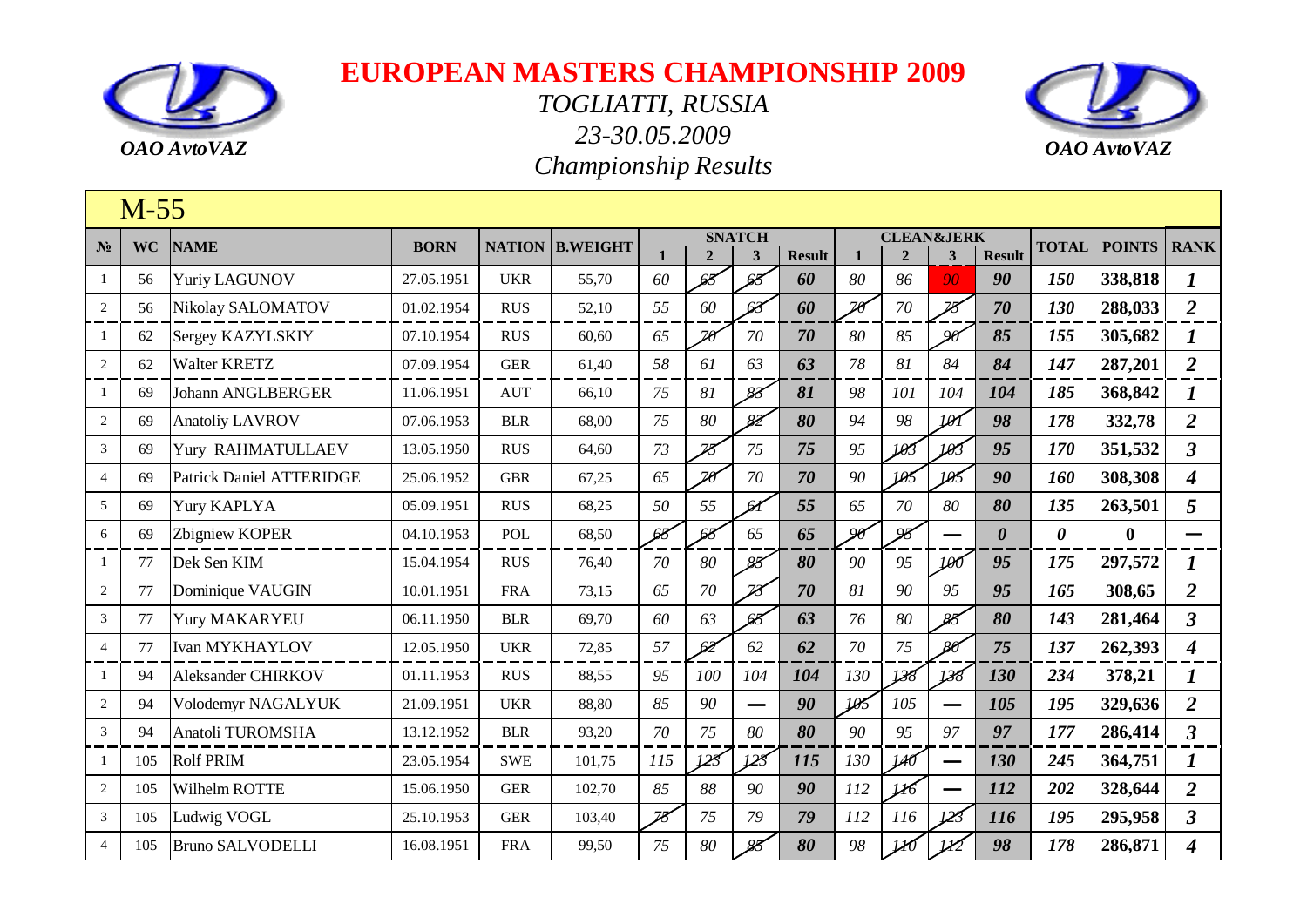# EUROPEAN MASTERS CHAMPIONSHIP 2009

*TOGLIATTI, RUSSIA*

*23-30.05.2009*

*Championship Results*

*OAO AvtoVAZ*

## M-55

| № | WC | NAME | BORN | NATION | B.WEIGHT | SNATCH 1 | SNATCH 2 | SNATCH 3 | SNATCH Result | CLEAN&JERK 1 | CLEAN&JERK 2 | CLEAN&JERK 3 | CLEAN&JERK Result | TOTAL | POINTS | RANK |
|---|---|---|---|---|---|---|---|---|---|---|---|---|---|---|---|---|
| 1 | 56 | Yuriy LAGUNOV | 27.05.1951 | UKR | 55,70 | 60 | 65 | 65 | 60 | 80 | 86 | 90 | 90 | 150 | 338,818 | 1 |
| 2 | 56 | Nikolay SALOMATOV | 01.02.1954 | RUS | 52,10 | 55 | 60 | 63 | 60 | 70 | 70 | 75 | 70 | 130 | 288,033 | 2 |
| 1 | 62 | Sergey KAZYLSKIY | 07.10.1954 | RUS | 60,60 | 65 | 70 | 70 | 70 | 80 | 85 | 90 | 85 | 155 | 305,682 | 1 |
| 2 | 62 | Walter KRETZ | 07.09.1954 | GER | 61,40 | 58 | 61 | 63 | 63 | 78 | 81 | 84 | 84 | 147 | 287,201 | 2 |
| 1 | 69 | Johann ANGLBERGER | 11.06.1951 | AUT | 66,10 | 75 | 81 | 83 | 81 | 98 | 101 | 104 | 104 | 185 | 368,842 | 1 |
| 2 | 69 | Anatoliy LAVROV | 07.06.1953 | BLR | 68,00 | 75 | 80 | 82 | 80 | 94 | 98 | 101 | 98 | 178 | 332,78 | 2 |
| 3 | 69 | Yury RAHMATULLAEV | 13.05.1950 | RUS | 64,60 | 73 | 75 | 75 | 75 | 95 | 103 | 103 | 95 | 170 | 351,532 | 3 |
| 4 | 69 | Patrick Daniel ATTERIDGE | 25.06.1952 | GBR | 67,25 | 65 | 70 | 70 | 70 | 90 | 105 | 105 | 90 | 160 | 308,308 | 4 |
| 5 | 69 | Yury KAPLYA | 05.09.1951 | RUS | 68,25 | 50 | 55 | 61 | 55 | 65 | 70 | 80 | 80 | 135 | 263,501 | 5 |
| 6 | 69 | Zbigniew KOPER | 04.10.1953 | POL | 68,50 | 65 | 65 | 65 | 65 | 90 | 95 | — | 0 | 0 | 0 | — |
| 1 | 77 | Dek Sen KIM | 15.04.1954 | RUS | 76,40 | 70 | 80 | 85 | 80 | 90 | 95 | 100 | 95 | 175 | 297,572 | 1 |
| 2 | 77 | Dominique VAUGIN | 10.01.1951 | FRA | 73,15 | 65 | 70 | 73 | 70 | 81 | 90 | 95 | 95 | 165 | 308,65 | 2 |
| 3 | 77 | Yury MAKARYEU | 06.11.1950 | BLR | 69,70 | 60 | 63 | 65 | 63 | 76 | 80 | 85 | 80 | 143 | 281,464 | 3 |
| 4 | 77 | Ivan MYKHAYLOV | 12.05.1950 | UKR | 72,85 | 57 | 62 | 62 | 62 | 70 | 75 | 80 | 75 | 137 | 262,393 | 4 |
| 1 | 94 | Aleksander CHIRKOV | 01.11.1953 | RUS | 88,55 | 95 | 100 | 104 | 104 | 130 | 138 | 138 | 130 | 234 | 378,21 | 1 |
| 2 | 94 | Volodemyr NAGALYUK | 21.09.1951 | UKR | 88,80 | 85 | 90 | — | 90 | 105 | 105 | — | 105 | 195 | 329,636 | 2 |
| 3 | 94 | Anatoli TUROMSHA | 13.12.1952 | BLR | 93,20 | 70 | 75 | 80 | 80 | 90 | 95 | 97 | 97 | 177 | 286,414 | 3 |
| 1 | 105 | Rolf PRIM | 23.05.1954 | SWE | 101,75 | 115 | 123 | 123 | 115 | 130 | 140 | — | 130 | 245 | 364,751 | 1 |
| 2 | 105 | Wilhelm ROTTE | 15.06.1950 | GER | 102,70 | 85 | 88 | 90 | 90 | 112 | 116 | — | 112 | 202 | 328,644 | 2 |
| 3 | 105 | Ludwig VOGL | 25.10.1953 | GER | 103,40 | 75 | 75 | 79 | 79 | 112 | 116 | 123 | 116 | 195 | 295,958 | 3 |
| 4 | 105 | Bruno SALVODELLI | 16.08.1951 | FRA | 99,50 | 75 | 80 | 85 | 80 | 98 | 110 | 112 | 98 | 178 | 286,871 | 4 |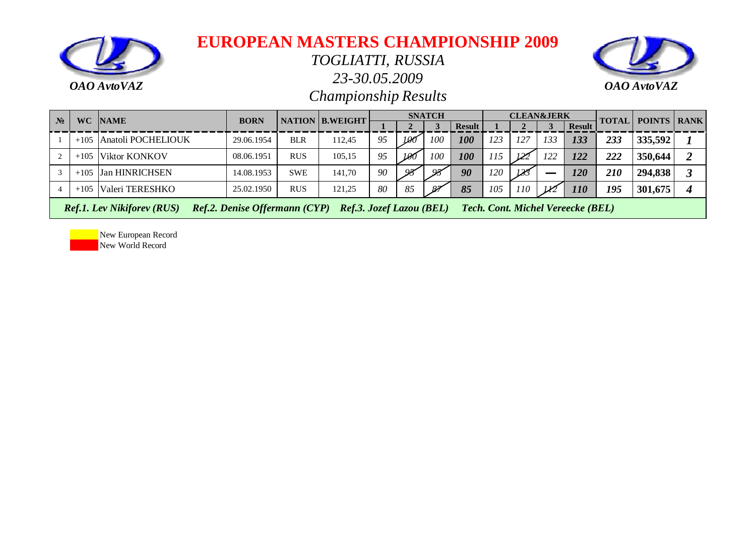OAO AvtoVAZ

# EUROPEAN MASTERS CHAMPIONSHIP 2009

*TOGLIATTI, RUSSIA*

*23-30.05.2009*

*Championship Results*

OAO AvtoVAZ

| № | WC | NAME | BORN | NATION | B.WEIGHT | SNATCH | | | | CLEAN&JERK | | | | TOTAL | POINTS | RANK |
|---|---|---|---|---|---|---|---|---|---|---|---|---|---|---|---|---|
| | | | | | | 1 | 2 | 3 | Result | 1 | 2 | 3 | Result | | | |
| 1 | +105 | Anatoli POCHELIOUK | 29.06.1954 | BLR | 112,45 | 95 | ~~100~~ | 100 | **100** | 123 | 127 | 133 | **133** | **233** | **335,592** | **1** |
| 2 | +105 | Viktor KONKOV | 08.06.1951 | RUS | 105,15 | 95 | ~~100~~ | 100 | **100** | 115 | ~~122~~ | 122 | **122** | **222** | **350,644** | **2** |
| 3 | +105 | Jan HINRICHSEN | 14.08.1953 | SWE | 141,70 | 90 | ~~95~~ | ~~95~~ | **90** | 120 | ~~133~~ | — | **120** | **210** | **294,838** | **3** |
| 4 | +105 | Valeri TERESHKO | 25.02.1950 | RUS | 121,25 | 80 | 85 | ~~87~~ | **85** | 105 | 110 | ~~112~~ | **110** | **195** | **301,675** | **4** |

***Ref.1. Lev Nikiforev (RUS)   Ref.2. Denise Offermann (CYP)   Ref.3. Jozef Lazou (BEL)   Tech. Cont. Michel Vereecke (BEL)***

New European Record
New World Record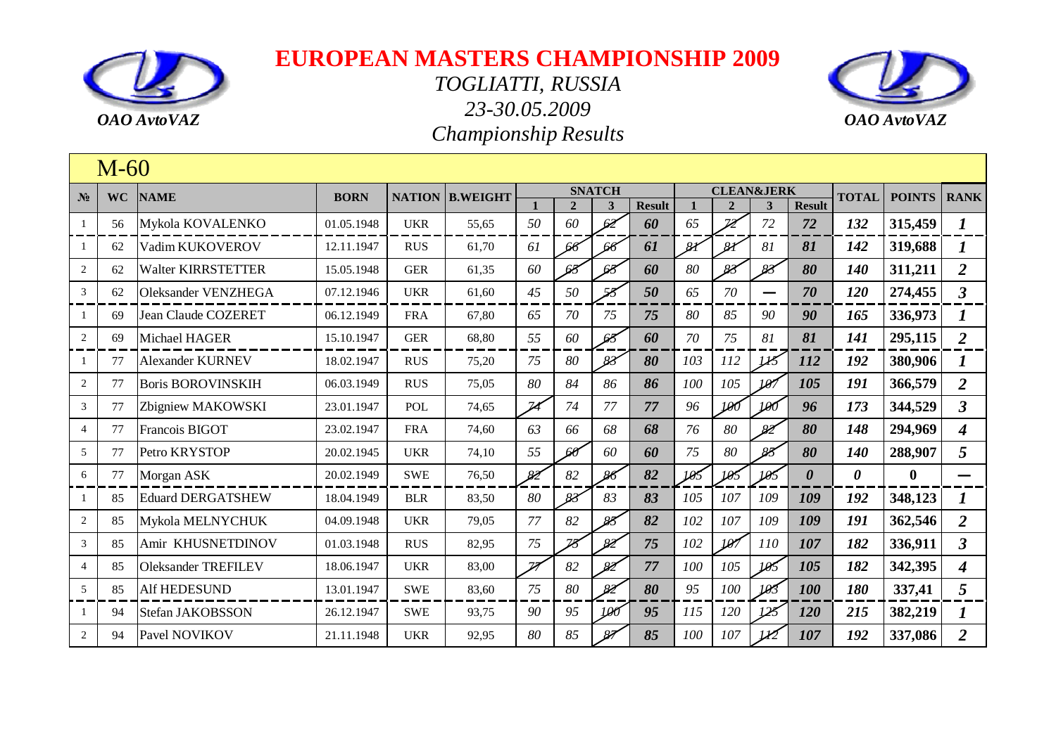OAO AvtoVAZ

# EUROPEAN MASTERS CHAMPIONSHIP 2009

*TOGLIATTI, RUSSIA*

*23-30.05.2009*

*Championship Results*

OAO AvtoVAZ

## M-60

| № | WC | NAME | BORN | NATION | B.WEIGHT | SNATCH | | | | CLEAN&JERK | | | | TOTAL | POINTS | RANK |
|---|---|---|---|---|---|---|---|---|---|---|---|---|---|---|---|---|
| | | | | | | 1 | 2 | 3 | Result | 1 | 2 | 3 | Result | | | |
| 1 | 56 | Mykola KOVALENKO | 01.05.1948 | UKR | 55,65 | 50 | 60 | ~~62~~ | 60 | 65 | ~~72~~ | 72 | 72 | 132 | 315,459 | 1 |
| 1 | 62 | Vadim KUKOVEROV | 12.11.1947 | RUS | 61,70 | 61 | ~~66~~ | ~~66~~ | 61 | ~~81~~ | ~~81~~ | 81 | 81 | 142 | 319,688 | 1 |
| 2 | 62 | Walter KIRRSTETTER | 15.05.1948 | GER | 61,35 | 60 | ~~65~~ | ~~65~~ | 60 | 80 | ~~83~~ | ~~83~~ | 80 | 140 | 311,211 | 2 |
| 3 | 62 | Oleksander VENZHEGA | 07.12.1946 | UKR | 61,60 | 45 | 50 | ~~55~~ | 50 | 65 | 70 | — | 70 | 120 | 274,455 | 3 |
| 1 | 69 | Jean Claude COZERET | 06.12.1949 | FRA | 67,80 | 65 | 70 | 75 | 75 | 80 | 85 | 90 | 90 | 165 | 336,973 | 1 |
| 2 | 69 | Michael HAGER | 15.10.1947 | GER | 68,80 | 55 | 60 | ~~65~~ | 60 | 70 | 75 | 81 | 81 | 141 | 295,115 | 2 |
| 1 | 77 | Alexander KURNEV | 18.02.1947 | RUS | 75,20 | 75 | 80 | ~~83~~ | 80 | 103 | 112 | ~~115~~ | 112 | 192 | 380,906 | 1 |
| 2 | 77 | Boris BOROVINSKIH | 06.03.1949 | RUS | 75,05 | 80 | 84 | 86 | 86 | 100 | 105 | ~~107~~ | 105 | 191 | 366,579 | 2 |
| 3 | 77 | Zbigniew MAKOWSKI | 23.01.1947 | POL | 74,65 | ~~74~~ | 74 | 77 | 77 | 96 | ~~100~~ | ~~100~~ | 96 | 173 | 344,529 | 3 |
| 4 | 77 | Francois BIGOT | 23.02.1947 | FRA | 74,60 | 63 | 66 | 68 | 68 | 76 | 80 | ~~82~~ | 80 | 148 | 294,969 | 4 |
| 5 | 77 | Petro KRYSTOP | 20.02.1945 | UKR | 74,10 | 55 | ~~60~~ | 60 | 60 | 75 | 80 | ~~85~~ | 80 | 140 | 288,907 | 5 |
| 6 | 77 | Morgan ASK | 20.02.1949 | SWE | 76,50 | ~~82~~ | 82 | ~~86~~ | 82 | ~~105~~ | ~~105~~ | ~~105~~ | 0 | 0 | 0 | — |
| 1 | 85 | Eduard DERGATSHEW | 18.04.1949 | BLR | 83,50 | 80 | ~~83~~ | 83 | 83 | 105 | 107 | 109 | 109 | 192 | 348,123 | 1 |
| 2 | 85 | Mykola MELNYCHUK | 04.09.1948 | UKR | 79,05 | 77 | 82 | ~~85~~ | 82 | 102 | 107 | 109 | 109 | 191 | 362,546 | 2 |
| 3 | 85 | Amir KHUSNETDINOV | 01.03.1948 | RUS | 82,95 | 75 | ~~75~~ | ~~82~~ | 75 | 102 | ~~107~~ | 110 | 107 | 182 | 336,911 | 3 |
| 4 | 85 | Oleksander TREFILEV | 18.06.1947 | UKR | 83,00 | ~~77~~ | 82 | ~~82~~ | 77 | 100 | 105 | ~~105~~ | 105 | 182 | 342,395 | 4 |
| 5 | 85 | Alf HEDESUND | 13.01.1947 | SWE | 83,60 | 75 | 80 | ~~82~~ | 80 | 95 | 100 | ~~103~~ | 100 | 180 | 337,41 | 5 |
| 1 | 94 | Stefan JAKOBSSON | 26.12.1947 | SWE | 93,75 | 90 | 95 | ~~100~~ | 95 | 115 | 120 | ~~125~~ | 120 | 215 | 382,219 | 1 |
| 2 | 94 | Pavel NOVIKOV | 21.11.1948 | UKR | 92,95 | 80 | 85 | ~~87~~ | 85 | 100 | 107 | ~~112~~ | 107 | 192 | 337,086 | 2 |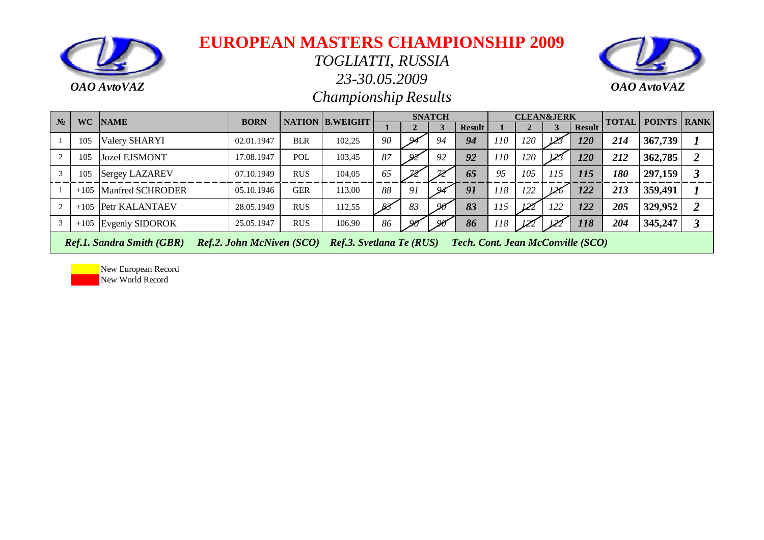# EUROPEAN MASTERS CHAMPIONSHIP 2009

*OAO AvtoVAZ*

## *TOGLIATTI, RUSSIA*

## *23-30.05.2009*

## *Championship Results*

*OAO AvtoVAZ*

| № | WC | NAME | BORN | NATION | B.WEIGHT | SNATCH | | | | CLEAN&JERK | | | | TOTAL | POINTS | RANK |
|---|---|---|---|---|---|---|---|---|---|---|---|---|---|---|---|---|
| | | | | | | 1 | 2 | 3 | Result | 1 | 2 | 3 | Result | | | |
| 1 | 105 | Valery SHARYI | 02.01.1947 | BLR | 102,25 | 90 | ~~94~~ | 94 | 94 | 110 | 120 | ~~123~~ | 120 | 214 | 367,739 | 1 |
| 2 | 105 | Jozef EJSMONT | 17.08.1947 | POL | 103,45 | 87 | ~~92~~ | 92 | 92 | 110 | 120 | ~~123~~ | 120 | 212 | 362,785 | 2 |
| 3 | 105 | Sergey LAZAREV | 07.10.1949 | RUS | 104,05 | 65 | ~~72~~ | ~~72~~ | 65 | 95 | 105 | 115 | 115 | 180 | 297,159 | 3 |
| 1 | +105 | Manfred SCHRODER | 05.10.1946 | GER | 113,00 | 88 | 91 | ~~94~~ | 91 | 118 | 122 | ~~126~~ | 122 | 213 | 359,491 | 1 |
| 2 | +105 | Petr KALANTAEV | 28.05.1949 | RUS | 112,55 | ~~83~~ | 83 | ~~90~~ | 83 | 115 | ~~122~~ | 122 | 122 | 205 | 329,952 | 2 |
| 3 | +105 | Evgeniy SIDOROK | 25.05.1947 | RUS | 106,90 | 86 | ~~90~~ | ~~90~~ | 86 | 118 | ~~122~~ | ~~122~~ | 118 | 204 | 345,247 | 3 |

*Ref.1. Sandra Smith (GBR)* *Ref.2. John McNiven (SCO)* *Ref.3. Svetlana Te (RUS)* *Tech. Cont. Jean McConville (SCO)*

New European Record

New World Record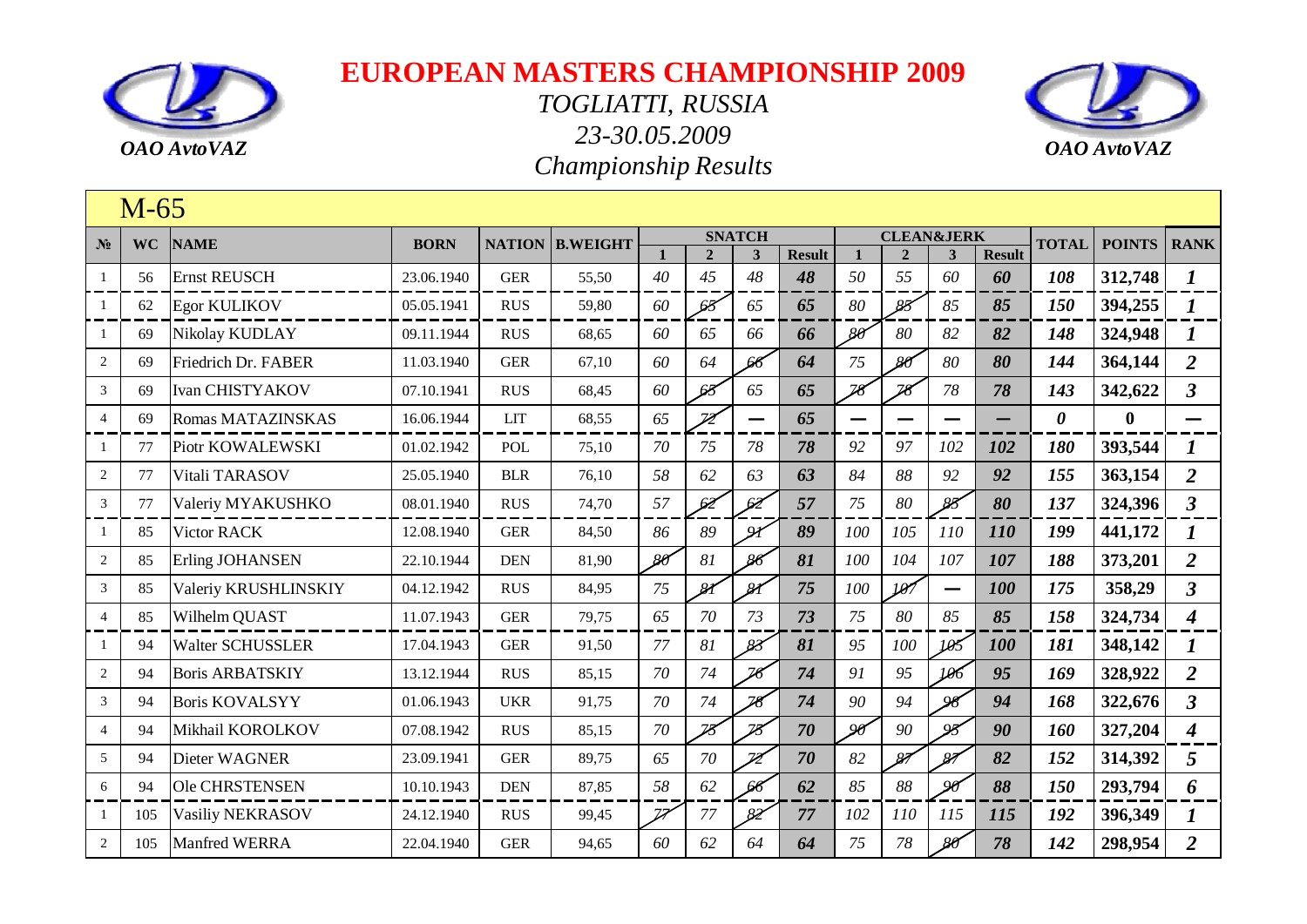# EUROPEAN MASTERS CHAMPIONSHIP 2009

*TOGLIATTI, RUSSIA*

*23-30.05.2009*

*Championship Results*

*OAO AvtoVAZ*

## M-65

| № | WC | NAME | BORN | NATION | B.WEIGHT | SNATCH | | | | CLEAN&JERK | | | | TOTAL | POINTS | RANK |
|---|---|---|---|---|---|---|---|---|---|---|---|---|---|---|---|---|
| | | | | | | 1 | 2 | 3 | Result | 1 | 2 | 3 | Result | | | |
| 1 | 56 | Ernst REUSCH | 23.06.1940 | GER | 55,50 | 40 | 45 | 48 | 48 | 50 | 55 | 60 | 60 | 108 | 312,748 | 1 |
| 1 | 62 | Egor KULIKOV | 05.05.1941 | RUS | 59,80 | 60 | ~~65~~ | 65 | 65 | 80 | ~~85~~ | 85 | 85 | 150 | 394,255 | 1 |
| 1 | 69 | Nikolay KUDLAY | 09.11.1944 | RUS | 68,65 | 60 | 65 | 66 | 66 | ~~80~~ | 80 | 82 | 82 | 148 | 324,948 | 1 |
| 2 | 69 | Friedrich Dr. FABER | 11.03.1940 | GER | 67,10 | 60 | 64 | ~~66~~ | 64 | 75 | ~~80~~ | 80 | 80 | 144 | 364,144 | 2 |
| 3 | 69 | Ivan CHISTYAKOV | 07.10.1941 | RUS | 68,45 | 60 | ~~65~~ | 65 | 65 | ~~78~~ | ~~78~~ | 78 | 78 | 143 | 342,622 | 3 |
| 4 | 69 | Romas MATAZINSKAS | 16.06.1944 | LIT | 68,55 | 65 | ~~72~~ | — | 65 | — | — | — | — | 0 | 0 | — |
| 1 | 77 | Piotr KOWALEWSKI | 01.02.1942 | POL | 75,10 | 70 | 75 | 78 | 78 | 92 | 97 | 102 | 102 | 180 | 393,544 | 1 |
| 2 | 77 | Vitali TARASOV | 25.05.1940 | BLR | 76,10 | 58 | 62 | 63 | 63 | 84 | 88 | 92 | 92 | 155 | 363,154 | 2 |
| 3 | 77 | Valeriy MYAKUSHKO | 08.01.1940 | RUS | 74,70 | 57 | ~~62~~ | ~~62~~ | 57 | 75 | 80 | ~~85~~ | 80 | 137 | 324,396 | 3 |
| 1 | 85 | Victor RACK | 12.08.1940 | GER | 84,50 | 86 | 89 | ~~91~~ | 89 | 100 | 105 | 110 | 110 | 199 | 441,172 | 1 |
| 2 | 85 | Erling JOHANSEN | 22.10.1944 | DEN | 81,90 | ~~80~~ | 81 | ~~86~~ | 81 | 100 | 104 | 107 | 107 | 188 | 373,201 | 2 |
| 3 | 85 | Valeriy KRUSHLINSKIY | 04.12.1942 | RUS | 84,95 | 75 | ~~81~~ | ~~81~~ | 75 | 100 | ~~107~~ | — | 100 | 175 | 358,29 | 3 |
| 4 | 85 | Wilhelm QUAST | 11.07.1943 | GER | 79,75 | 65 | 70 | 73 | 73 | 75 | 80 | 85 | 85 | 158 | 324,734 | 4 |
| 1 | 94 | Walter SCHUSSLER | 17.04.1943 | GER | 91,50 | 77 | 81 | ~~83~~ | 81 | 95 | 100 | ~~105~~ | 100 | 181 | 348,142 | 1 |
| 2 | 94 | Boris ARBATSKIY | 13.12.1944 | RUS | 85,15 | 70 | 74 | ~~76~~ | 74 | 91 | 95 | ~~106~~ | 95 | 169 | 328,922 | 2 |
| 3 | 94 | Boris KOVALSYY | 01.06.1943 | UKR | 91,75 | 70 | 74 | ~~78~~ | 74 | 90 | 94 | ~~98~~ | 94 | 168 | 322,676 | 3 |
| 4 | 94 | Mikhail KOROLKOV | 07.08.1942 | RUS | 85,15 | 70 | ~~75~~ | ~~75~~ | 70 | ~~90~~ | 90 | ~~95~~ | 90 | 160 | 327,204 | 4 |
| 5 | 94 | Dieter WAGNER | 23.09.1941 | GER | 89,75 | 65 | 70 | ~~72~~ | 70 | 82 | ~~87~~ | ~~87~~ | 82 | 152 | 314,392 | 5 |
| 6 | 94 | Ole CHRSTENSEN | 10.10.1943 | DEN | 87,85 | 58 | 62 | ~~66~~ | 62 | 85 | 88 | ~~90~~ | 88 | 150 | 293,794 | 6 |
| 1 | 105 | Vasiliy NEKRASOV | 24.12.1940 | RUS | 99,45 | ~~77~~ | 77 | ~~82~~ | 77 | 102 | 110 | 115 | 115 | 192 | 396,349 | 1 |
| 2 | 105 | Manfred WERRA | 22.04.1940 | GER | 94,65 | 60 | 62 | 64 | 64 | 75 | 78 | ~~80~~ | 78 | 142 | 298,954 | 2 |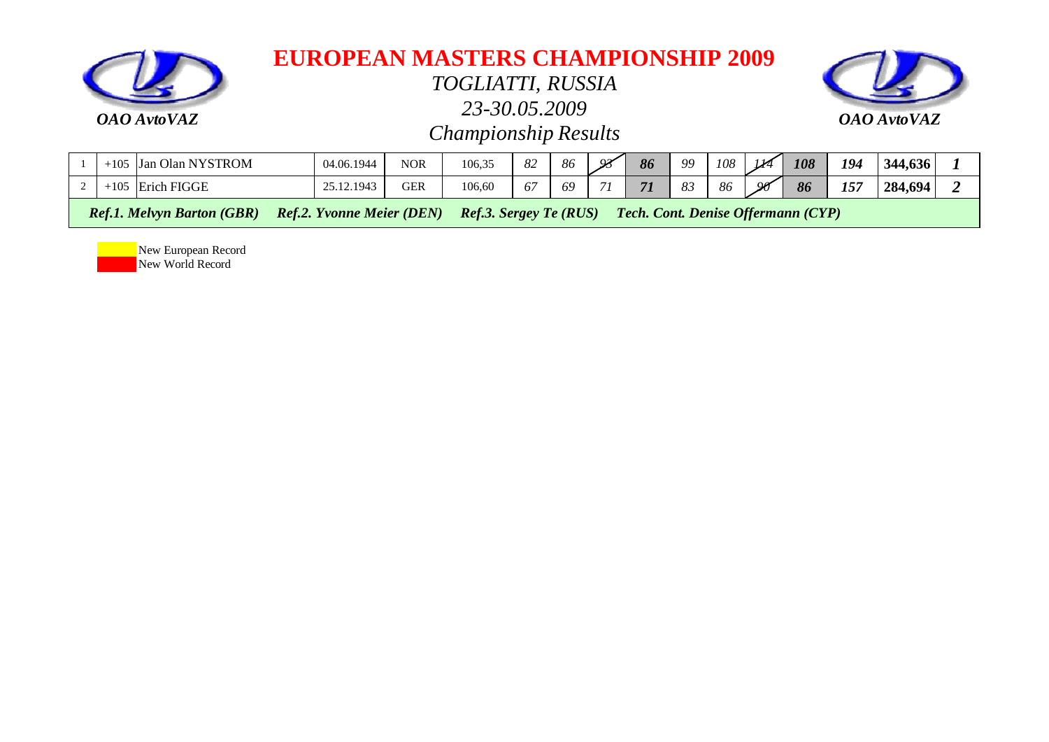# EUROPEAN MASTERS CHAMPIONSHIP 2009

*OAO AvtoVAZ* — *OAO AvtoVAZ*

*TOGLIATTI, RUSSIA*

*23-30.05.2009*

*Championship Results*

| | | | | | | | | | | | | | | | | |
|---|---|---|---|---|---|---|---|---|---|---|---|---|---|---|---|---|
| 1 | +105 | Jan Olan NYSTROM | 04.06.1944 | NOR | 106,35 | *82* | *86* | ~~*93*~~ | ***86*** | *99* | *108* | ~~*114*~~ | ***108*** | ***194*** | **344,636** | ***1*** |
| 2 | +105 | Erich FIGGE | 25.12.1943 | GER | 106,60 | *67* | *69* | *71* | ***71*** | *83* | *86* | ~~*90*~~ | ***86*** | ***157*** | **284,694** | ***2*** |
| ***Ref.1. Melvyn Barton (GBR)*** | | ***Ref.2. Yvonne Meier (DEN)*** | | | ***Ref.3. Sergey Te (RUS)*** | | | | ***Tech. Cont. Denise Offermann (CYP)*** | | | | | | | |

New European Record

New World Record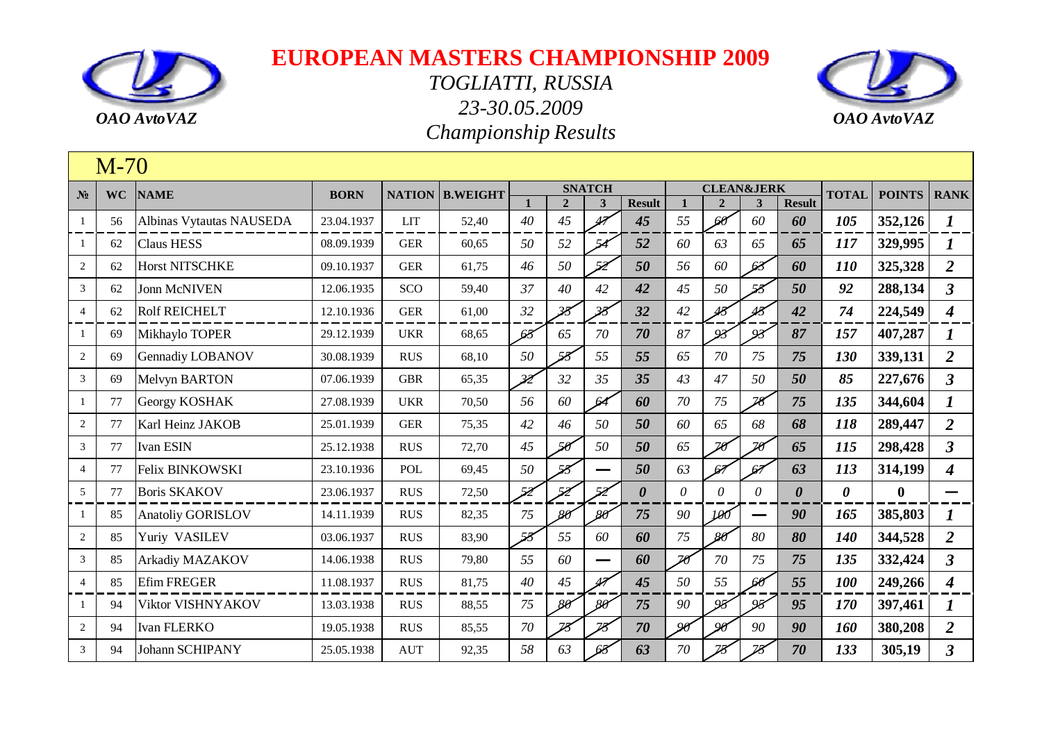# EUROPEAN MASTERS CHAMPIONSHIP 2009

*TOGLIATTI, RUSSIA*

*23-30.05.2009*

*Championship Results*

*OAO AvtoVAZ*

## M-70

| № | WC | NAME | BORN | NATION | B.WEIGHT | SNATCH | | | | CLEAN&JERK | | | | TOTAL | POINTS | RANK |
|---|---|---|---|---|---|---|---|---|---|---|---|---|---|---|---|---|
| | | | | | | 1 | 2 | 3 | Result | 1 | 2 | 3 | Result | | | |
| 1 | 56 | Albinas Vytautas NAUSEDA | 23.04.1937 | LIT | 52,40 | 40 | 45 | ~~47~~ | 45 | 55 | ~~60~~ | 60 | 60 | 105 | 352,126 | 1 |
| 1 | 62 | Claus HESS | 08.09.1939 | GER | 60,65 | 50 | 52 | ~~54~~ | 52 | 60 | 63 | 65 | 65 | 117 | 329,995 | 1 |
| 2 | 62 | Horst NITSCHKE | 09.10.1937 | GER | 61,75 | 46 | 50 | ~~52~~ | 50 | 56 | 60 | ~~63~~ | 60 | 110 | 325,328 | 2 |
| 3 | 62 | Jonn McNIVEN | 12.06.1935 | SCO | 59,40 | 37 | 40 | 42 | 42 | 45 | 50 | ~~55~~ | 50 | 92 | 288,134 | 3 |
| 4 | 62 | Rolf REICHELT | 12.10.1936 | GER | 61,00 | 32 | ~~35~~ | ~~35~~ | 32 | 42 | ~~45~~ | ~~45~~ | 42 | 74 | 224,549 | 4 |
| 1 | 69 | Mikhaylo TOPER | 29.12.1939 | UKR | 68,65 | ~~65~~ | 65 | 70 | 70 | 87 | ~~93~~ | ~~93~~ | 87 | 157 | 407,287 | 1 |
| 2 | 69 | Gennadiy LOBANOV | 30.08.1939 | RUS | 68,10 | 50 | ~~55~~ | 55 | 55 | 65 | 70 | 75 | 75 | 130 | 339,131 | 2 |
| 3 | 69 | Melvyn BARTON | 07.06.1939 | GBR | 65,35 | ~~32~~ | 32 | 35 | 35 | 43 | 47 | 50 | 50 | 85 | 227,676 | 3 |
| 1 | 77 | Georgy KOSHAK | 27.08.1939 | UKR | 70,50 | 56 | 60 | ~~64~~ | 60 | 70 | 75 | ~~78~~ | 75 | 135 | 344,604 | 1 |
| 2 | 77 | Karl Heinz JAKOB | 25.01.1939 | GER | 75,35 | 42 | 46 | 50 | 50 | 60 | 65 | 68 | 68 | 118 | 289,447 | 2 |
| 3 | 77 | Ivan ESIN | 25.12.1938 | RUS | 72,70 | 45 | ~~50~~ | 50 | 50 | 65 | ~~70~~ | ~~70~~ | 65 | 115 | 298,428 | 3 |
| 4 | 77 | Felix BINKOWSKI | 23.10.1936 | POL | 69,45 | 50 | ~~53~~ | — | 50 | 63 | ~~67~~ | ~~67~~ | 63 | 113 | 314,199 | 4 |
| 5 | 77 | Boris SKAKOV | 23.06.1937 | RUS | 72,50 | ~~52~~ | ~~52~~ | ~~52~~ | 0 | 0 | 0 | 0 | 0 | 0 | 0 | — |
| 1 | 85 | Anatoliy GORISLOV | 14.11.1939 | RUS | 82,35 | 75 | ~~80~~ | ~~80~~ | 75 | 90 | ~~100~~ | — | 90 | 165 | 385,803 | 1 |
| 2 | 85 | Yuriy VASILEV | 03.06.1937 | RUS | 83,90 | ~~55~~ | 55 | 60 | 60 | 75 | ~~80~~ | 80 | 80 | 140 | 344,528 | 2 |
| 3 | 85 | Arkadiy MAZAKOV | 14.06.1938 | RUS | 79,80 | 55 | 60 | — | 60 | ~~70~~ | 70 | 75 | 75 | 135 | 332,424 | 3 |
| 4 | 85 | Efim FREGER | 11.08.1937 | RUS | 81,75 | 40 | 45 | ~~47~~ | 45 | 50 | 55 | ~~60~~ | 55 | 100 | 249,266 | 4 |
| 1 | 94 | Viktor VISHNYAKOV | 13.03.1938 | RUS | 88,55 | 75 | ~~80~~ | ~~80~~ | 75 | 90 | ~~95~~ | ~~95~~ | 95 | 170 | 397,461 | 1 |
| 2 | 94 | Ivan FLERKO | 19.05.1938 | RUS | 85,55 | 70 | ~~75~~ | ~~75~~ | 70 | ~~90~~ | ~~90~~ | 90 | 90 | 160 | 380,208 | 2 |
| 3 | 94 | Johann SCHIPANY | 25.05.1938 | AUT | 92,35 | 58 | 63 | ~~65~~ | 63 | 70 | ~~75~~ | ~~75~~ | 70 | 133 | 305,19 | 3 |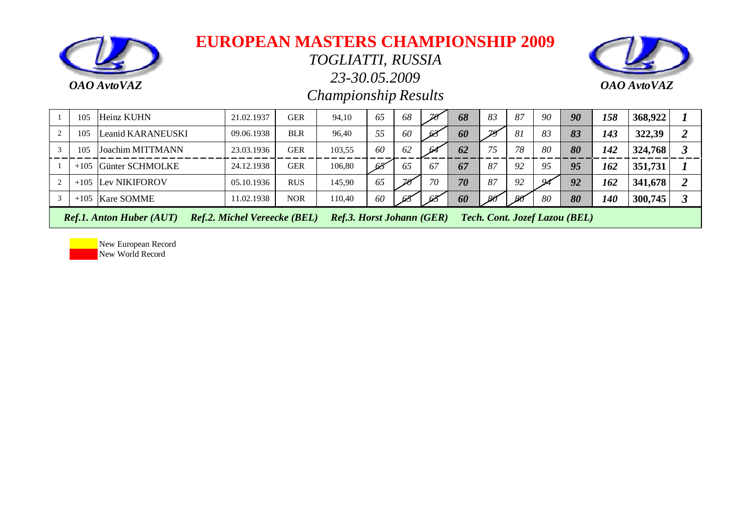# EUROPEAN MASTERS CHAMPIONSHIP 2009

*OAO AvtoVAZ*

## *TOGLIATTI, RUSSIA*

## *23-30.05.2009*

## *Championship Results*

| | | | | | | | | | | | | | | | | |
|---|---|---|---|---|---|---|---|---|---|---|---|---|---|---|---|---|
| 1 | 105 | Heinz KUHN | 21.02.1937 | GER | 94,10 | 65 | 68 | ~~70~~ | **68** | 83 | 87 | 90 | **90** | **158** | **368,922** | ***1*** |
| 2 | 105 | Leanid KARANEUSKI | 09.06.1938 | BLR | 96,40 | 55 | 60 | ~~63~~ | **60** | ~~79~~ | 81 | 83 | **83** | **143** | **322,39** | ***2*** |
| 3 | 105 | Joachim MITTMANN | 23.03.1936 | GER | 103,55 | 60 | 62 | ~~64~~ | **62** | 75 | 78 | 80 | **80** | **142** | **324,768** | ***3*** |
| 1 | +105 | Günter SCHMOLKE | 24.12.1938 | GER | 106,80 | ~~65~~ | 65 | 67 | **67** | 87 | 92 | 95 | **95** | **162** | **351,731** | ***1*** |
| 2 | +105 | Lev NIKIFOROV | 05.10.1936 | RUS | 145,90 | 65 | ~~70~~ | 70 | **70** | 87 | 92 | ~~94~~ | **92** | **162** | **341,678** | ***2*** |
| 3 | +105 | Kare SOMME | 11.02.1938 | NOR | 110,40 | 60 | ~~65~~ | ~~65~~ | **60** | ~~80~~ | ~~80~~ | 80 | **80** | **140** | **300,745** | ***3*** |

***Ref.1. Anton Huber (AUT)*** ***Ref.2. Michel Vereecke (BEL)*** ***Ref.3. Horst Johann (GER)*** ***Tech. Cont. Jozef Lazou (BEL)***

New European Record
New World Record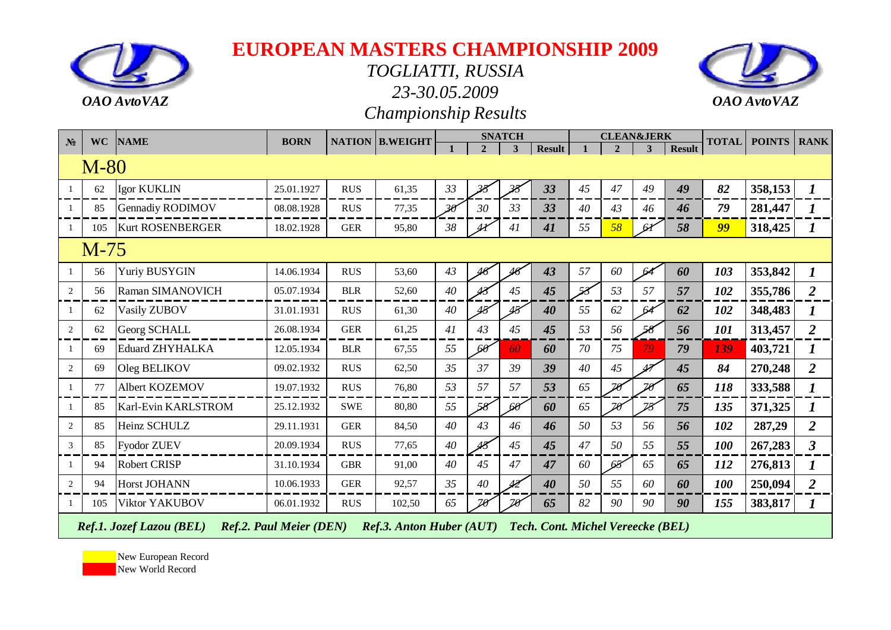OAO AvtoVAZ

# EUROPEAN MASTERS CHAMPIONSHIP 2009

*TOGLIATTI, RUSSIA*

*23-30.05.2009*

*Championship Results*

OAO AvtoVAZ

| № | WC | NAME | BORN | NATION | B.WEIGHT | SNATCH | | | | CLEAN&JERK | | | | TOTAL | POINTS | RANK |
|---|---|---|---|---|---|---|---|---|---|---|---|---|---|---|---|---|
| | | | | | | 1 | 2 | 3 | Result | 1 | 2 | 3 | Result | | | |
| | M-80 | | | | | | | | | | | | | | | |
| 1 | 62 | Igor KUKLIN | 25.01.1927 | RUS | 61,35 | 33 | ~~35~~ | ~~35~~ | 33 | 45 | 47 | 49 | 49 | 82 | 358,153 | 1 |
| 1 | 85 | Gennadiy RODIMOV | 08.08.1928 | RUS | 77,35 | ~~30~~ | 30 | 33 | 33 | 40 | 43 | 46 | 46 | 79 | 281,447 | 1 |
| 1 | 105 | Kurt ROSENBERGER | 18.02.1928 | GER | 95,80 | 38 | ~~41~~ | 41 | 41 | 55 | 58 | ~~61~~ | 58 | 99 | 318,425 | 1 |
| | M-75 | | | | | | | | | | | | | | | |
| 1 | 56 | Yuriy BUSYGIN | 14.06.1934 | RUS | 53,60 | 43 | ~~46~~ | ~~46~~ | 43 | 57 | 60 | ~~64~~ | 60 | 103 | 353,842 | 1 |
| 2 | 56 | Raman SIMANOVICH | 05.07.1934 | BLR | 52,60 | 40 | ~~43~~ | 45 | 45 | ~~53~~ | 53 | 57 | 57 | 102 | 355,786 | 2 |
| 1 | 62 | Vasily ZUBOV | 31.01.1931 | RUS | 61,30 | 40 | ~~45~~ | ~~45~~ | 40 | 55 | 62 | ~~64~~ | 62 | 102 | 348,483 | 1 |
| 2 | 62 | Georg SCHALL | 26.08.1934 | GER | 61,25 | 41 | 43 | 45 | 45 | 53 | 56 | ~~58~~ | 56 | 101 | 313,457 | 2 |
| 1 | 69 | Eduard ZHYHALKA | 12.05.1934 | BLR | 67,55 | 55 | ~~60~~ | 60 | 60 | 70 | 75 | 79 | 79 | 139 | 403,721 | 1 |
| 2 | 69 | Oleg BELIKOV | 09.02.1932 | RUS | 62,50 | 35 | 37 | 39 | 39 | 40 | 45 | ~~47~~ | 45 | 84 | 270,248 | 2 |
| 1 | 77 | Albert KOZEMOV | 19.07.1932 | RUS | 76,80 | 53 | 57 | 57 | 53 | 65 | ~~70~~ | ~~70~~ | 65 | 118 | 333,588 | 1 |
| 1 | 85 | Karl-Evin KARLSTROM | 25.12.1932 | SWE | 80,80 | 55 | ~~58~~ | ~~60~~ | 60 | 65 | ~~70~~ | ~~75~~ | 75 | 135 | 371,325 | 1 |
| 2 | 85 | Heinz SCHULZ | 29.11.1931 | GER | 84,50 | 40 | 43 | 46 | 46 | 50 | 53 | 56 | 56 | 102 | 287,29 | 2 |
| 3 | 85 | Fyodor ZUEV | 20.09.1934 | RUS | 77,65 | 40 | ~~45~~ | 45 | 45 | 47 | 50 | 55 | 55 | 100 | 267,283 | 3 |
| 1 | 94 | Robert CRISP | 31.10.1934 | GBR | 91,00 | 40 | 45 | 47 | 47 | 60 | ~~65~~ | 65 | 65 | 112 | 276,813 | 1 |
| 2 | 94 | Horst JOHANN | 10.06.1933 | GER | 92,57 | 35 | 40 | ~~42~~ | 40 | 50 | 55 | 60 | 60 | 100 | 250,094 | 2 |
| 1 | 105 | Viktor YAKUBOV | 06.01.1932 | RUS | 102,50 | 65 | ~~70~~ | ~~70~~ | 65 | 82 | 90 | 90 | 90 | 155 | 383,817 | 1 |

*Ref.1. Jozef Lazou (BEL) Ref.2. Paul Meier (DEN) Ref.3. Anton Huber (AUT) Tech. Cont. Michel Vereecke (BEL)*

New European Record

New World Record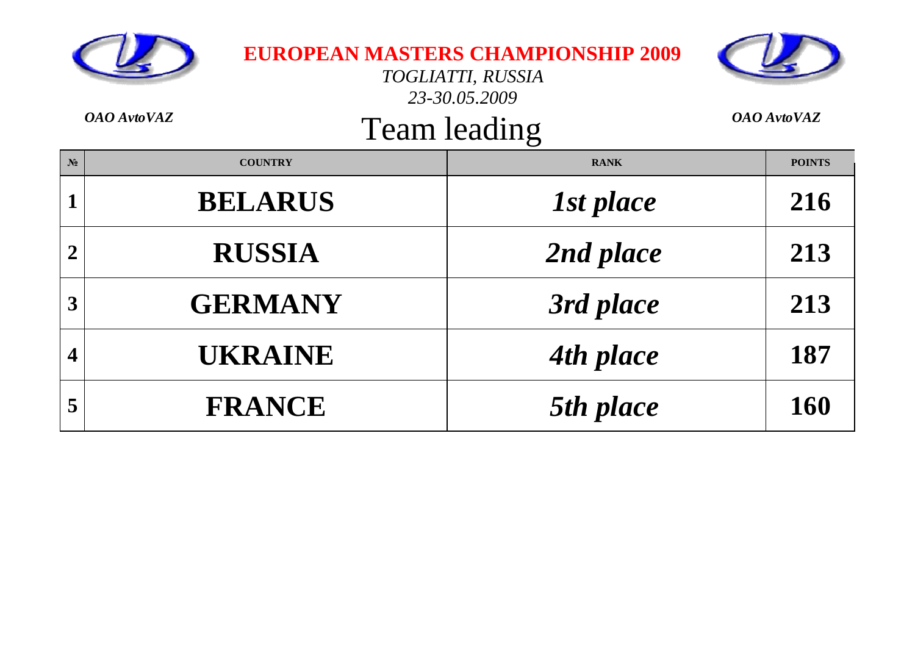# EUROPEAN MASTERS CHAMPIONSHIP 2009

*TOGLIATTI, RUSSIA*

*23-30.05.2009*

***OAO AvtoVAZ*** ***OAO AvtoVAZ***

## Team leading

| № | COUNTRY | RANK | POINTS |
|---|---|---|---|
| **1** | **BELARUS** | ***1st place*** | **216** |
| **2** | **RUSSIA** | ***2nd place*** | **213** |
| **3** | **GERMANY** | ***3rd place*** | **213** |
| **4** | **UKRAINE** | ***4th place*** | **187** |
| **5** | **FRANCE** | ***5th place*** | **160** |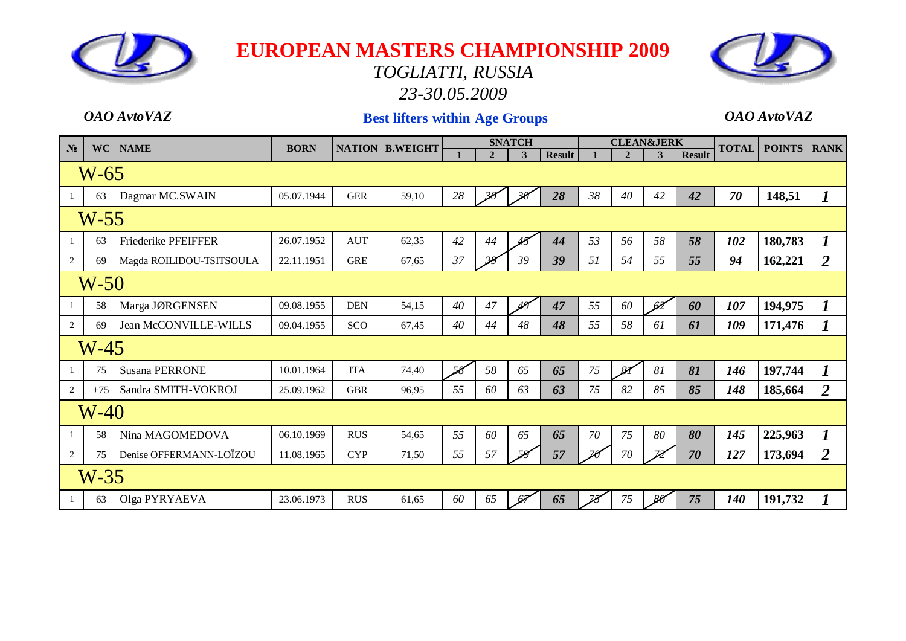# EUROPEAN MASTERS CHAMPIONSHIP 2009

*TOGLIATTI, RUSSIA*

*23-30.05.2009*

*OAO AvtoVAZ* | **Best lifters within Age Groups** | *OAO AvtoVAZ*

| № | WC | NAME | BORN | NATION | B.WEIGHT | SNATCH | | | | CLEAN&JERK | | | | TOTAL | POINTS | RANK |
|---|---|---|---|---|---|---|---|---|---|---|---|---|---|---|---|---|
| | | | | | | 1 | 2 | 3 | Result | 1 | 2 | 3 | Result | | | |
| **W-65** | | | | | | | | | | | | | | | | |
| 1 | 63 | Dagmar MC.SWAIN | 05.07.1944 | GER | 59,10 | 28 | ~~30~~ | ~~30~~ | 28 | 38 | 40 | 42 | 42 | 70 | 148,51 | 1 |
| **W-55** | | | | | | | | | | | | | | | | |
| 1 | 63 | Friederike PFEIFFER | 26.07.1952 | AUT | 62,35 | 42 | 44 | ~~45~~ | 44 | 53 | 56 | 58 | 58 | 102 | 180,783 | 1 |
| 2 | 69 | Magda ROILIDOU-TSITSOULA | 22.11.1951 | GRE | 67,65 | 37 | ~~39~~ | 39 | 39 | 51 | 54 | 55 | 55 | 94 | 162,221 | 2 |
| **W-50** | | | | | | | | | | | | | | | | |
| 1 | 58 | Marga JØRGENSEN | 09.08.1955 | DEN | 54,15 | 40 | 47 | ~~49~~ | 47 | 55 | 60 | ~~62~~ | 60 | 107 | 194,975 | 1 |
| 2 | 69 | Jean McCONVILLE-WILLS | 09.04.1955 | SCO | 67,45 | 40 | 44 | 48 | 48 | 55 | 58 | 61 | 61 | 109 | 171,476 | 1 |
| **W-45** | | | | | | | | | | | | | | | | |
| 1 | 75 | Susana PERRONE | 10.01.1964 | ITA | 74,40 | ~~58~~ | 58 | 65 | 65 | 75 | ~~81~~ | 81 | 81 | 146 | 197,744 | 1 |
| 2 | +75 | Sandra SMITH-VOKROJ | 25.09.1962 | GBR | 96,95 | 55 | 60 | 63 | 63 | 75 | 82 | 85 | 85 | 148 | 185,664 | 2 |
| **W-40** | | | | | | | | | | | | | | | | |
| 1 | 58 | Nina MAGOMEDOVA | 06.10.1969 | RUS | 54,65 | 55 | 60 | 65 | 65 | 70 | 75 | 80 | 80 | 145 | 225,963 | 1 |
| 2 | 75 | Denise OFFERMANN-LOÏZOU | 11.08.1965 | CYP | 71,50 | 55 | 57 | ~~59~~ | 57 | ~~70~~ | 70 | ~~72~~ | 70 | 127 | 173,694 | 2 |
| **W-35** | | | | | | | | | | | | | | | | |
| 1 | 63 | Olga PYRYAEVA | 23.06.1973 | RUS | 61,65 | 60 | 65 | ~~67~~ | 65 | ~~75~~ | 75 | ~~80~~ | 75 | 140 | 191,732 | 1 |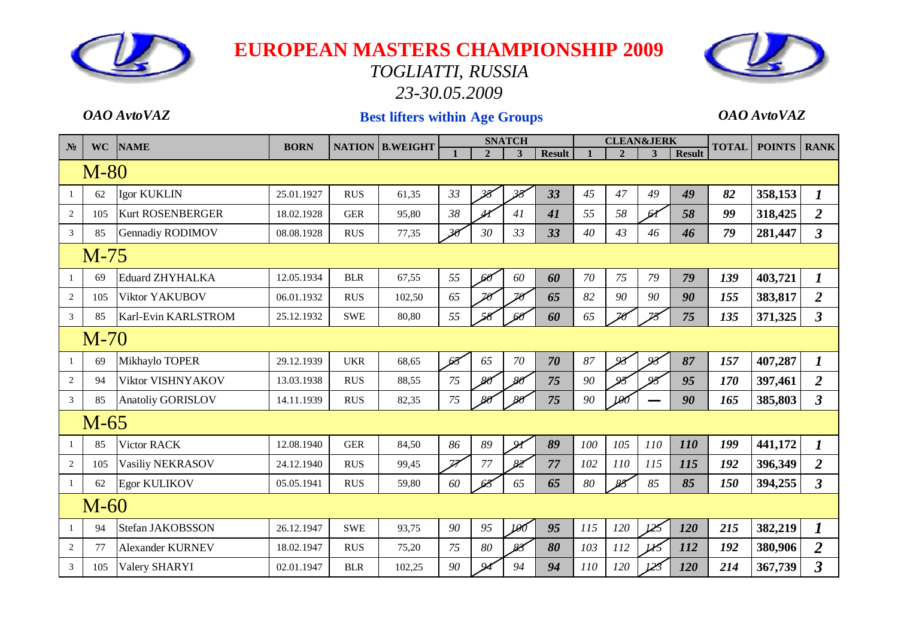# EUROPEAN MASTERS CHAMPIONSHIP 2009

*TOGLIATTI, RUSSIA*

*23-30.05.2009*

*OAO AvtoVAZ* | **Best lifters within Age Groups** | *OAO AvtoVAZ*

| № | WC | NAME | BORN | NATION | B.WEIGHT | SNATCH 1 | SNATCH 2 | SNATCH 3 | SNATCH Result | CLEAN&JERK 1 | CLEAN&JERK 2 | CLEAN&JERK 3 | CLEAN&JERK Result | TOTAL | POINTS | RANK |
|---|---|---|---|---|---|---|---|---|---|---|---|---|---|---|---|---|
| | M-80 | | | | | | | | | | | | | | | |
| 1 | 62 | Igor KUKLIN | 25.01.1927 | RUS | 61,35 | 33 | ~~35~~ | ~~35~~ | **33** | 45 | 47 | 49 | **49** | **82** | **358,153** | **1** |
| 2 | 105 | Kurt ROSENBERGER | 18.02.1928 | GER | 95,80 | 38 | ~~41~~ | 41 | **41** | 55 | 58 | ~~61~~ | **58** | **99** | **318,425** | **2** |
| 3 | 85 | Gennadiy RODIMOV | 08.08.1928 | RUS | 77,35 | ~~30~~ | 30 | 33 | **33** | 40 | 43 | 46 | **46** | **79** | **281,447** | **3** |
| | M-75 | | | | | | | | | | | | | | | |
| 1 | 69 | Eduard ZHYHALKA | 12.05.1934 | BLR | 67,55 | 55 | ~~60~~ | 60 | **60** | 70 | 75 | 79 | **79** | **139** | **403,721** | **1** |
| 2 | 105 | Viktor YAKUBOV | 06.01.1932 | RUS | 102,50 | 65 | ~~70~~ | ~~70~~ | **65** | 82 | 90 | 90 | **90** | **155** | **383,817** | **2** |
| 3 | 85 | Karl-Evin KARLSTROM | 25.12.1932 | SWE | 80,80 | 55 | ~~58~~ | ~~60~~ | **60** | 65 | ~~70~~ | ~~75~~ | **75** | **135** | **371,325** | **3** |
| | M-70 | | | | | | | | | | | | | | | |
| 1 | 69 | Mikhaylo TOPER | 29.12.1939 | UKR | 68,65 | ~~65~~ | 65 | 70 | **70** | 87 | ~~93~~ | ~~93~~ | **87** | **157** | **407,287** | **1** |
| 2 | 94 | Viktor VISHNYAKOV | 13.03.1938 | RUS | 88,55 | 75 | ~~80~~ | ~~80~~ | **75** | 90 | ~~95~~ | ~~95~~ | **95** | **170** | **397,461** | **2** |
| 3 | 85 | Anatoliy GORISLOV | 14.11.1939 | RUS | 82,35 | 75 | ~~80~~ | ~~80~~ | **75** | 90 | ~~100~~ | — | **90** | **165** | **385,803** | **3** |
| | M-65 | | | | | | | | | | | | | | | |
| 1 | 85 | Victor RACK | 12.08.1940 | GER | 84,50 | 86 | 89 | ~~91~~ | **89** | 100 | 105 | 110 | **110** | **199** | **441,172** | **1** |
| 2 | 105 | Vasiliy NEKRASOV | 24.12.1940 | RUS | 99,45 | ~~77~~ | 77 | ~~82~~ | **77** | 102 | 110 | 115 | **115** | **192** | **396,349** | **2** |
| 1 | 62 | Egor KULIKOV | 05.05.1941 | RUS | 59,80 | 60 | ~~65~~ | 65 | **65** | 80 | ~~85~~ | 85 | **85** | **150** | **394,255** | **3** |
| | M-60 | | | | | | | | | | | | | | | |
| 1 | 94 | Stefan JAKOBSSON | 26.12.1947 | SWE | 93,75 | 90 | 95 | ~~100~~ | **95** | 115 | 120 | ~~125~~ | **120** | **215** | **382,219** | **1** |
| 2 | 77 | Alexander KURNEV | 18.02.1947 | RUS | 75,20 | 75 | 80 | ~~83~~ | **80** | 103 | 112 | ~~115~~ | **112** | **192** | **380,906** | **2** |
| 3 | 105 | Valery SHARYI | 02.01.1947 | BLR | 102,25 | 90 | ~~94~~ | 94 | **94** | 110 | 120 | ~~123~~ | **120** | **214** | **367,739** | **3** |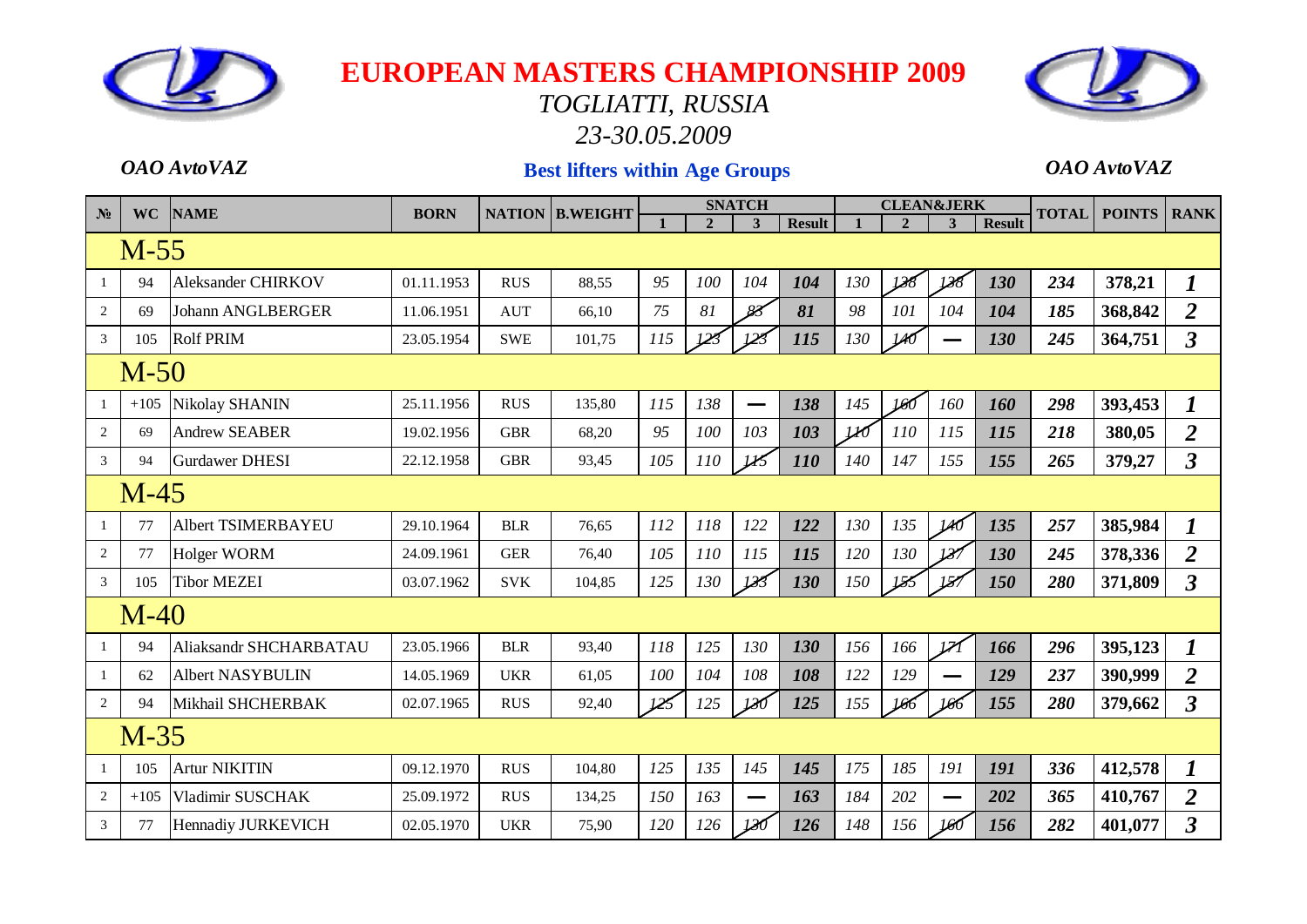# EUROPEAN MASTERS CHAMPIONSHIP 2009

## TOGLIATTI, RUSSIA

## 23-30.05.2009

*OAO AvtoVAZ* — **Best lifters within Age Groups** — *OAO AvtoVAZ*

| № | WC | NAME | BORN | NATION | B.WEIGHT | SNATCH 1 | SNATCH 2 | SNATCH 3 | SNATCH Result | CLEAN&JERK 1 | CLEAN&JERK 2 | CLEAN&JERK 3 | CLEAN&JERK Result | TOTAL | POINTS | RANK |
|---|---|---|---|---|---|---|---|---|---|---|---|---|---|---|---|---|
| | M-55 | | | | | | | | | | | | | | | |
| 1 | 94 | Aleksander CHIRKOV | 01.11.1953 | RUS | 88,55 | 95 | 100 | 104 | 104 | 130 | 138 | 138 | 130 | 234 | 378,21 | 1 |
| 2 | 69 | Johann ANGLBERGER | 11.06.1951 | AUT | 66,10 | 75 | 81 | 83 | 81 | 98 | 101 | 104 | 104 | 185 | 368,842 | 2 |
| 3 | 105 | Rolf PRIM | 23.05.1954 | SWE | 101,75 | 115 | 123 | 123 | 115 | 130 | 140 | — | 130 | 245 | 364,751 | 3 |
| | M-50 | | | | | | | | | | | | | | | |
| 1 | +105 | Nikolay SHANIN | 25.11.1956 | RUS | 135,80 | 115 | 138 | — | 138 | 145 | 160 | 160 | 160 | 298 | 393,453 | 1 |
| 2 | 69 | Andrew SEABER | 19.02.1956 | GBR | 68,20 | 95 | 100 | 103 | 103 | 110 | 110 | 115 | 115 | 218 | 380,05 | 2 |
| 3 | 94 | Gurdawer DHESI | 22.12.1958 | GBR | 93,45 | 105 | 110 | 115 | 110 | 140 | 147 | 155 | 155 | 265 | 379,27 | 3 |
| | M-45 | | | | | | | | | | | | | | | |
| 1 | 77 | Albert TSIMERBAYEU | 29.10.1964 | BLR | 76,65 | 112 | 118 | 122 | 122 | 130 | 135 | 140 | 135 | 257 | 385,984 | 1 |
| 2 | 77 | Holger WORM | 24.09.1961 | GER | 76,40 | 105 | 110 | 115 | 115 | 120 | 130 | 137 | 130 | 245 | 378,336 | 2 |
| 3 | 105 | Tibor MEZEI | 03.07.1962 | SVK | 104,85 | 125 | 130 | 133 | 130 | 150 | 155 | 157 | 150 | 280 | 371,809 | 3 |
| | M-40 | | | | | | | | | | | | | | | |
| 1 | 94 | Aliaksandr SHCHARBATAU | 23.05.1966 | BLR | 93,40 | 118 | 125 | 130 | 130 | 156 | 166 | 171 | 166 | 296 | 395,123 | 1 |
| 1 | 62 | Albert NASYBULIN | 14.05.1969 | UKR | 61,05 | 100 | 104 | 108 | 108 | 122 | 129 | — | 129 | 237 | 390,999 | 2 |
| 2 | 94 | Mikhail SHCHERBAK | 02.07.1965 | RUS | 92,40 | 125 | 125 | 130 | 125 | 155 | 166 | 166 | 155 | 280 | 379,662 | 3 |
| | M-35 | | | | | | | | | | | | | | | |
| 1 | 105 | Artur NIKITIN | 09.12.1970 | RUS | 104,80 | 125 | 135 | 145 | 145 | 175 | 185 | 191 | 191 | 336 | 412,578 | 1 |
| 2 | +105 | Vladimir SUSCHAK | 25.09.1972 | RUS | 134,25 | 150 | 163 | — | 163 | 184 | 202 | — | 202 | 365 | 410,767 | 2 |
| 3 | 77 | Hennadiy JURKEVICH | 02.05.1970 | UKR | 75,90 | 120 | 126 | 130 | 126 | 148 | 156 | 160 | 156 | 282 | 401,077 | 3 |